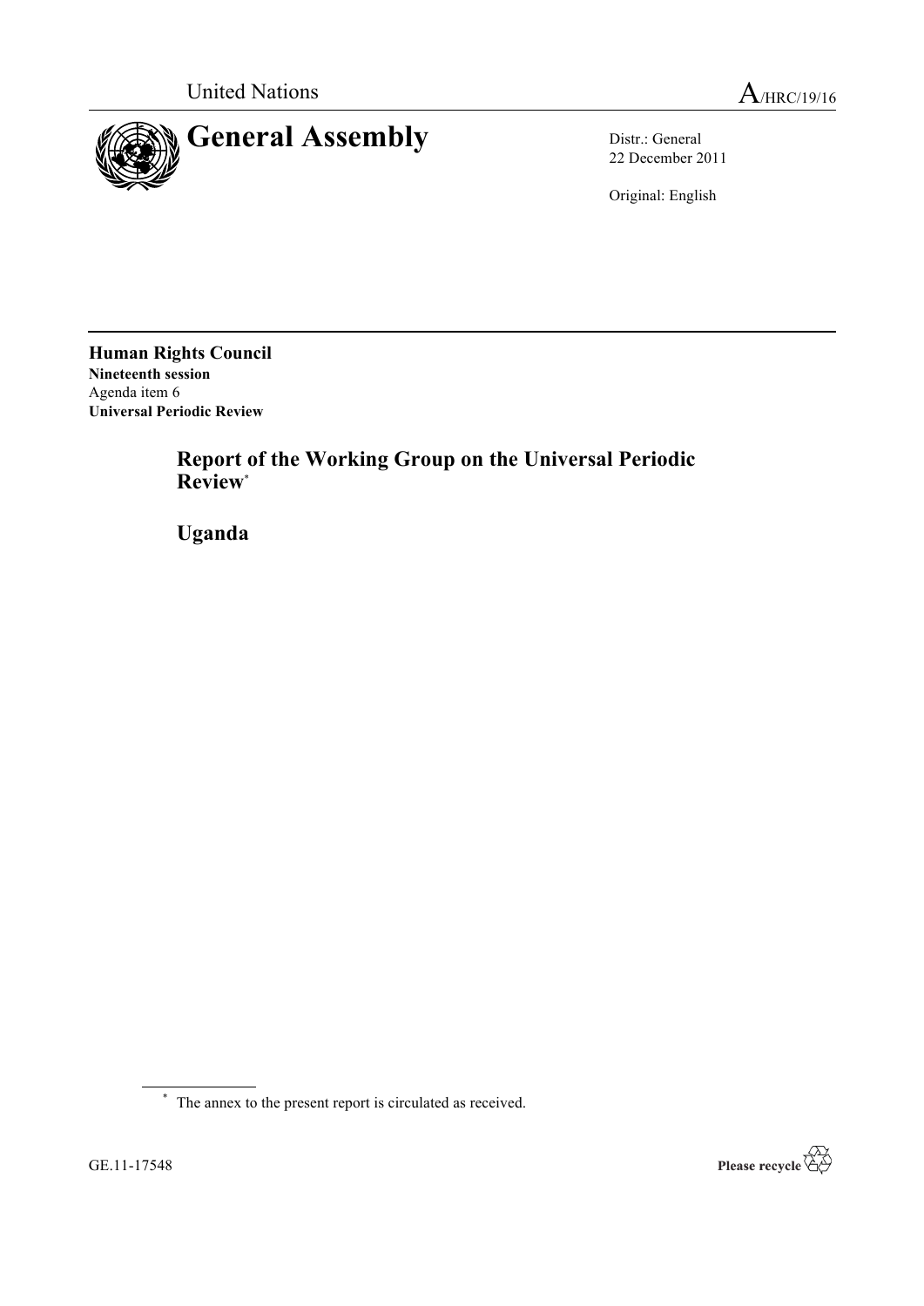United Nations

A/HRC/19/16

# General Assembly

Distr.: General
22 December 2011

Original: English

**Human Rights Council**
**Nineteenth session**
Agenda item 6
**Universal Periodic Review**

## Report of the Working Group on the Universal Periodic Review*

## Uganda

\* The annex to the present report is circulated as received.

GE.11-17548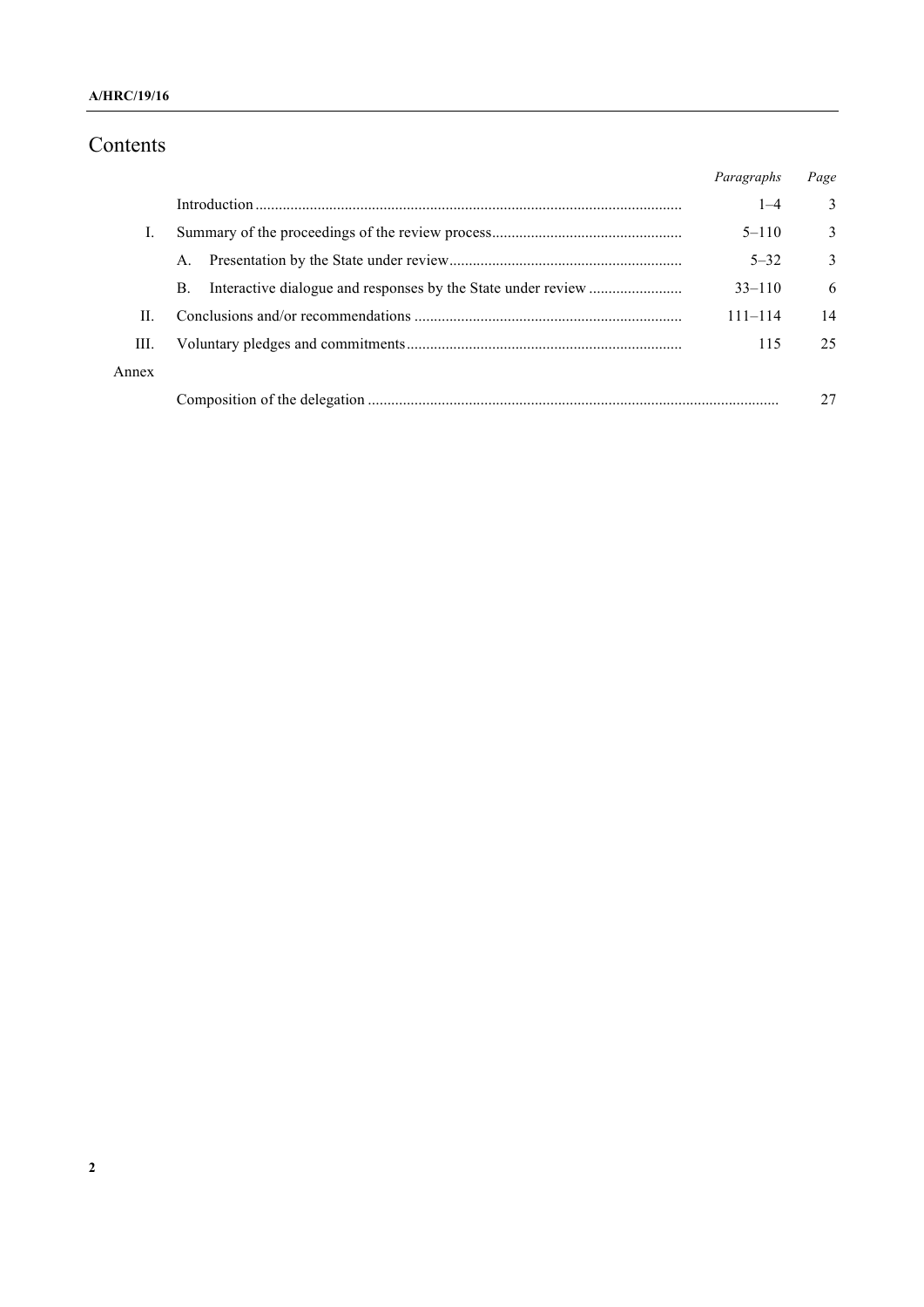# Contents

| | | *Paragraphs* | *Page* |
|---|---|---|---|
| | Introduction | 1–4 | 3 |
| I. | Summary of the proceedings of the review process | 5–110 | 3 |
| | A. Presentation by the State under review | 5–32 | 3 |
| | B. Interactive dialogue and responses by the State under review | 33–110 | 6 |
| II. | Conclusions and/or recommendations | 111–114 | 14 |
| III. | Voluntary pledges and commitments | 115 | 25 |
| Annex | | | |
| | Composition of the delegation | | 27 |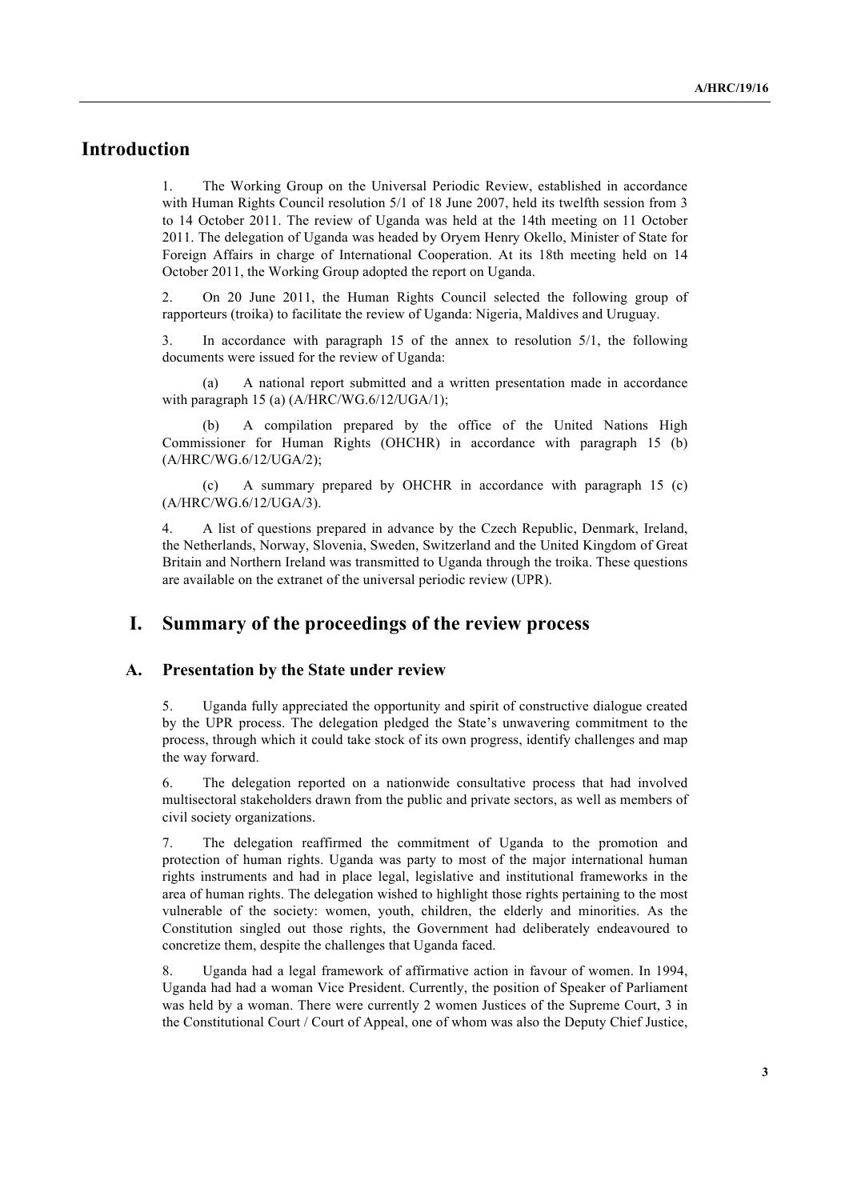# Introduction

1. The Working Group on the Universal Periodic Review, established in accordance with Human Rights Council resolution 5/1 of 18 June 2007, held its twelfth session from 3 to 14 October 2011. The review of Uganda was held at the 14th meeting on 11 October 2011. The delegation of Uganda was headed by Oryem Henry Okello, Minister of State for Foreign Affairs in charge of International Cooperation. At its 18th meeting held on 14 October 2011, the Working Group adopted the report on Uganda.

2. On 20 June 2011, the Human Rights Council selected the following group of rapporteurs (troika) to facilitate the review of Uganda: Nigeria, Maldives and Uruguay.

3. In accordance with paragraph 15 of the annex to resolution 5/1, the following documents were issued for the review of Uganda:

(a) A national report submitted and a written presentation made in accordance with paragraph 15 (a) (A/HRC/WG.6/12/UGA/1);

(b) A compilation prepared by the office of the United Nations High Commissioner for Human Rights (OHCHR) in accordance with paragraph 15 (b) (A/HRC/WG.6/12/UGA/2);

(c) A summary prepared by OHCHR in accordance with paragraph 15 (c) (A/HRC/WG.6/12/UGA/3).

4. A list of questions prepared in advance by the Czech Republic, Denmark, Ireland, the Netherlands, Norway, Slovenia, Sweden, Switzerland and the United Kingdom of Great Britain and Northern Ireland was transmitted to Uganda through the troika. These questions are available on the extranet of the universal periodic review (UPR).

# I. Summary of the proceedings of the review process

## A. Presentation by the State under review

5. Uganda fully appreciated the opportunity and spirit of constructive dialogue created by the UPR process. The delegation pledged the State's unwavering commitment to the process, through which it could take stock of its own progress, identify challenges and map the way forward.

6. The delegation reported on a nationwide consultative process that had involved multisectoral stakeholders drawn from the public and private sectors, as well as members of civil society organizations.

7. The delegation reaffirmed the commitment of Uganda to the promotion and protection of human rights. Uganda was party to most of the major international human rights instruments and had in place legal, legislative and institutional frameworks in the area of human rights. The delegation wished to highlight those rights pertaining to the most vulnerable of the society: women, youth, children, the elderly and minorities. As the Constitution singled out those rights, the Government had deliberately endeavoured to concretize them, despite the challenges that Uganda faced.

8. Uganda had a legal framework of affirmative action in favour of women. In 1994, Uganda had had a woman Vice President. Currently, the position of Speaker of Parliament was held by a woman. There were currently 2 women Justices of the Supreme Court, 3 in the Constitutional Court / Court of Appeal, one of whom was also the Deputy Chief Justice,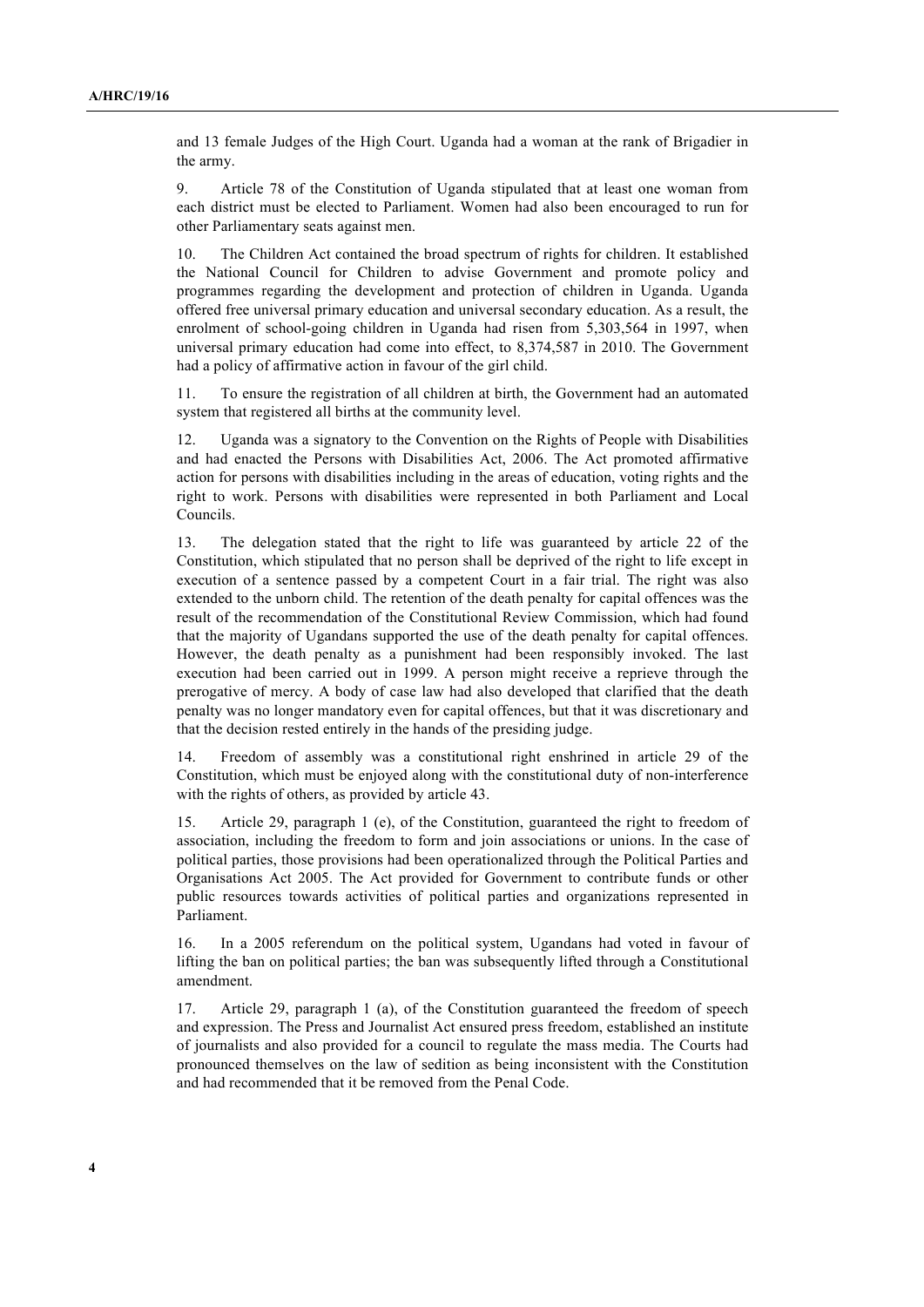and 13 female Judges of the High Court. Uganda had a woman at the rank of Brigadier in the army.

9. Article 78 of the Constitution of Uganda stipulated that at least one woman from each district must be elected to Parliament. Women had also been encouraged to run for other Parliamentary seats against men.

10. The Children Act contained the broad spectrum of rights for children. It established the National Council for Children to advise Government and promote policy and programmes regarding the development and protection of children in Uganda. Uganda offered free universal primary education and universal secondary education. As a result, the enrolment of school-going children in Uganda had risen from 5,303,564 in 1997, when universal primary education had come into effect, to 8,374,587 in 2010. The Government had a policy of affirmative action in favour of the girl child.

11. To ensure the registration of all children at birth, the Government had an automated system that registered all births at the community level.

12. Uganda was a signatory to the Convention on the Rights of People with Disabilities and had enacted the Persons with Disabilities Act, 2006. The Act promoted affirmative action for persons with disabilities including in the areas of education, voting rights and the right to work. Persons with disabilities were represented in both Parliament and Local Councils.

13. The delegation stated that the right to life was guaranteed by article 22 of the Constitution, which stipulated that no person shall be deprived of the right to life except in execution of a sentence passed by a competent Court in a fair trial. The right was also extended to the unborn child. The retention of the death penalty for capital offences was the result of the recommendation of the Constitutional Review Commission, which had found that the majority of Ugandans supported the use of the death penalty for capital offences. However, the death penalty as a punishment had been responsibly invoked. The last execution had been carried out in 1999. A person might receive a reprieve through the prerogative of mercy. A body of case law had also developed that clarified that the death penalty was no longer mandatory even for capital offences, but that it was discretionary and that the decision rested entirely in the hands of the presiding judge.

14. Freedom of assembly was a constitutional right enshrined in article 29 of the Constitution, which must be enjoyed along with the constitutional duty of non-interference with the rights of others, as provided by article 43.

15. Article 29, paragraph 1 (e), of the Constitution, guaranteed the right to freedom of association, including the freedom to form and join associations or unions. In the case of political parties, those provisions had been operationalized through the Political Parties and Organisations Act 2005. The Act provided for Government to contribute funds or other public resources towards activities of political parties and organizations represented in Parliament.

16. In a 2005 referendum on the political system, Ugandans had voted in favour of lifting the ban on political parties; the ban was subsequently lifted through a Constitutional amendment.

17. Article 29, paragraph 1 (a), of the Constitution guaranteed the freedom of speech and expression. The Press and Journalist Act ensured press freedom, established an institute of journalists and also provided for a council to regulate the mass media. The Courts had pronounced themselves on the law of sedition as being inconsistent with the Constitution and had recommended that it be removed from the Penal Code.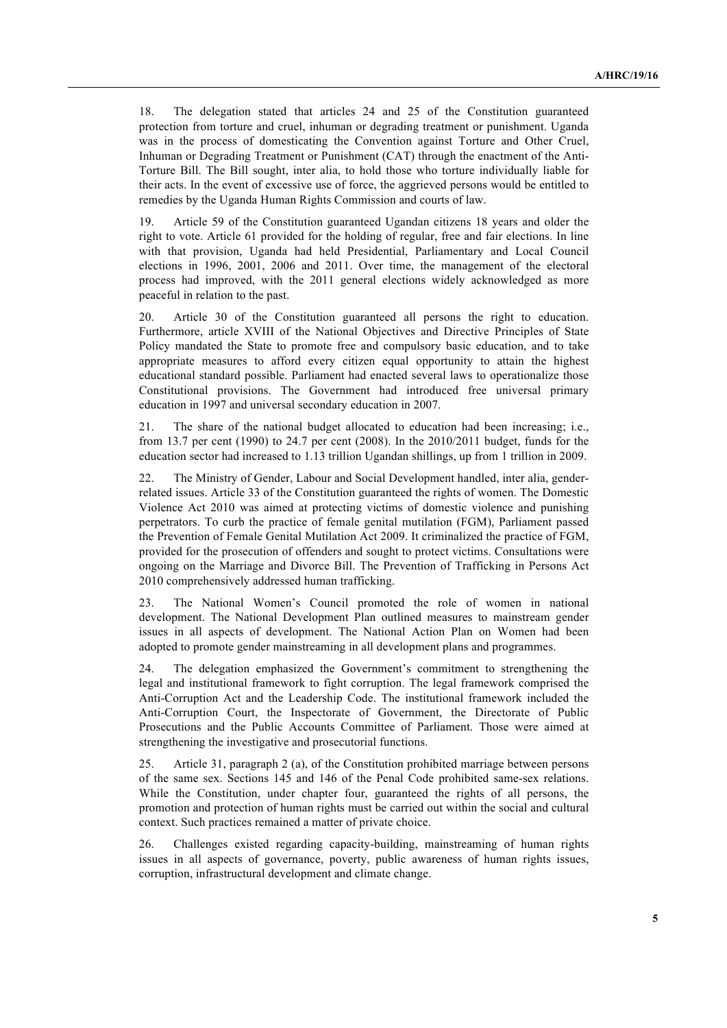18. The delegation stated that articles 24 and 25 of the Constitution guaranteed protection from torture and cruel, inhuman or degrading treatment or punishment. Uganda was in the process of domesticating the Convention against Torture and Other Cruel, Inhuman or Degrading Treatment or Punishment (CAT) through the enactment of the Anti-Torture Bill. The Bill sought, inter alia, to hold those who torture individually liable for their acts. In the event of excessive use of force, the aggrieved persons would be entitled to remedies by the Uganda Human Rights Commission and courts of law.

19. Article 59 of the Constitution guaranteed Ugandan citizens 18 years and older the right to vote. Article 61 provided for the holding of regular, free and fair elections. In line with that provision, Uganda had held Presidential, Parliamentary and Local Council elections in 1996, 2001, 2006 and 2011. Over time, the management of the electoral process had improved, with the 2011 general elections widely acknowledged as more peaceful in relation to the past.

20. Article 30 of the Constitution guaranteed all persons the right to education. Furthermore, article XVIII of the National Objectives and Directive Principles of State Policy mandated the State to promote free and compulsory basic education, and to take appropriate measures to afford every citizen equal opportunity to attain the highest educational standard possible. Parliament had enacted several laws to operationalize those Constitutional provisions. The Government had introduced free universal primary education in 1997 and universal secondary education in 2007.

21. The share of the national budget allocated to education had been increasing; i.e., from 13.7 per cent (1990) to 24.7 per cent (2008). In the 2010/2011 budget, funds for the education sector had increased to 1.13 trillion Ugandan shillings, up from 1 trillion in 2009.

22. The Ministry of Gender, Labour and Social Development handled, inter alia, gender-related issues. Article 33 of the Constitution guaranteed the rights of women. The Domestic Violence Act 2010 was aimed at protecting victims of domestic violence and punishing perpetrators. To curb the practice of female genital mutilation (FGM), Parliament passed the Prevention of Female Genital Mutilation Act 2009. It criminalized the practice of FGM, provided for the prosecution of offenders and sought to protect victims. Consultations were ongoing on the Marriage and Divorce Bill. The Prevention of Trafficking in Persons Act 2010 comprehensively addressed human trafficking.

23. The National Women's Council promoted the role of women in national development. The National Development Plan outlined measures to mainstream gender issues in all aspects of development. The National Action Plan on Women had been adopted to promote gender mainstreaming in all development plans and programmes.

24. The delegation emphasized the Government's commitment to strengthening the legal and institutional framework to fight corruption. The legal framework comprised the Anti-Corruption Act and the Leadership Code. The institutional framework included the Anti-Corruption Court, the Inspectorate of Government, the Directorate of Public Prosecutions and the Public Accounts Committee of Parliament. Those were aimed at strengthening the investigative and prosecutorial functions.

25. Article 31, paragraph 2 (a), of the Constitution prohibited marriage between persons of the same sex. Sections 145 and 146 of the Penal Code prohibited same-sex relations. While the Constitution, under chapter four, guaranteed the rights of all persons, the promotion and protection of human rights must be carried out within the social and cultural context. Such practices remained a matter of private choice.

26. Challenges existed regarding capacity-building, mainstreaming of human rights issues in all aspects of governance, poverty, public awareness of human rights issues, corruption, infrastructural development and climate change.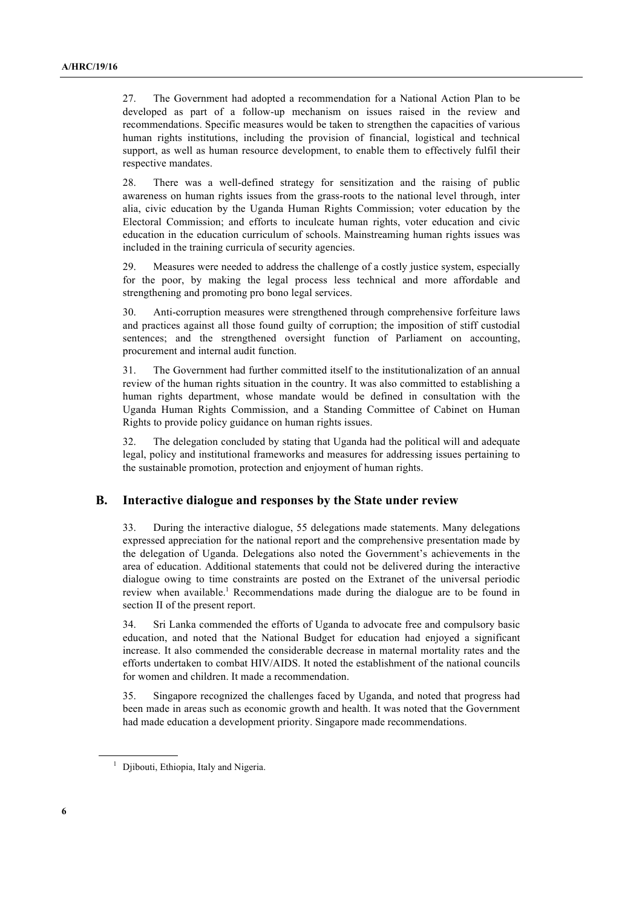27. The Government had adopted a recommendation for a National Action Plan to be developed as part of a follow-up mechanism on issues raised in the review and recommendations. Specific measures would be taken to strengthen the capacities of various human rights institutions, including the provision of financial, logistical and technical support, as well as human resource development, to enable them to effectively fulfil their respective mandates.

28. There was a well-defined strategy for sensitization and the raising of public awareness on human rights issues from the grass-roots to the national level through, inter alia, civic education by the Uganda Human Rights Commission; voter education by the Electoral Commission; and efforts to inculcate human rights, voter education and civic education in the education curriculum of schools. Mainstreaming human rights issues was included in the training curricula of security agencies.

29. Measures were needed to address the challenge of a costly justice system, especially for the poor, by making the legal process less technical and more affordable and strengthening and promoting pro bono legal services.

30. Anti-corruption measures were strengthened through comprehensive forfeiture laws and practices against all those found guilty of corruption; the imposition of stiff custodial sentences; and the strengthened oversight function of Parliament on accounting, procurement and internal audit function.

31. The Government had further committed itself to the institutionalization of an annual review of the human rights situation in the country. It was also committed to establishing a human rights department, whose mandate would be defined in consultation with the Uganda Human Rights Commission, and a Standing Committee of Cabinet on Human Rights to provide policy guidance on human rights issues.

32. The delegation concluded by stating that Uganda had the political will and adequate legal, policy and institutional frameworks and measures for addressing issues pertaining to the sustainable promotion, protection and enjoyment of human rights.

## B. Interactive dialogue and responses by the State under review

33. During the interactive dialogue, 55 delegations made statements. Many delegations expressed appreciation for the national report and the comprehensive presentation made by the delegation of Uganda. Delegations also noted the Government's achievements in the area of education. Additional statements that could not be delivered during the interactive dialogue owing to time constraints are posted on the Extranet of the universal periodic review when available.[1] Recommendations made during the dialogue are to be found in section II of the present report.

34. Sri Lanka commended the efforts of Uganda to advocate free and compulsory basic education, and noted that the National Budget for education had enjoyed a significant increase. It also commended the considerable decrease in maternal mortality rates and the efforts undertaken to combat HIV/AIDS. It noted the establishment of the national councils for women and children. It made a recommendation.

35. Singapore recognized the challenges faced by Uganda, and noted that progress had been made in areas such as economic growth and health. It was noted that the Government had made education a development priority. Singapore made recommendations.

[1] Djibouti, Ethiopia, Italy and Nigeria.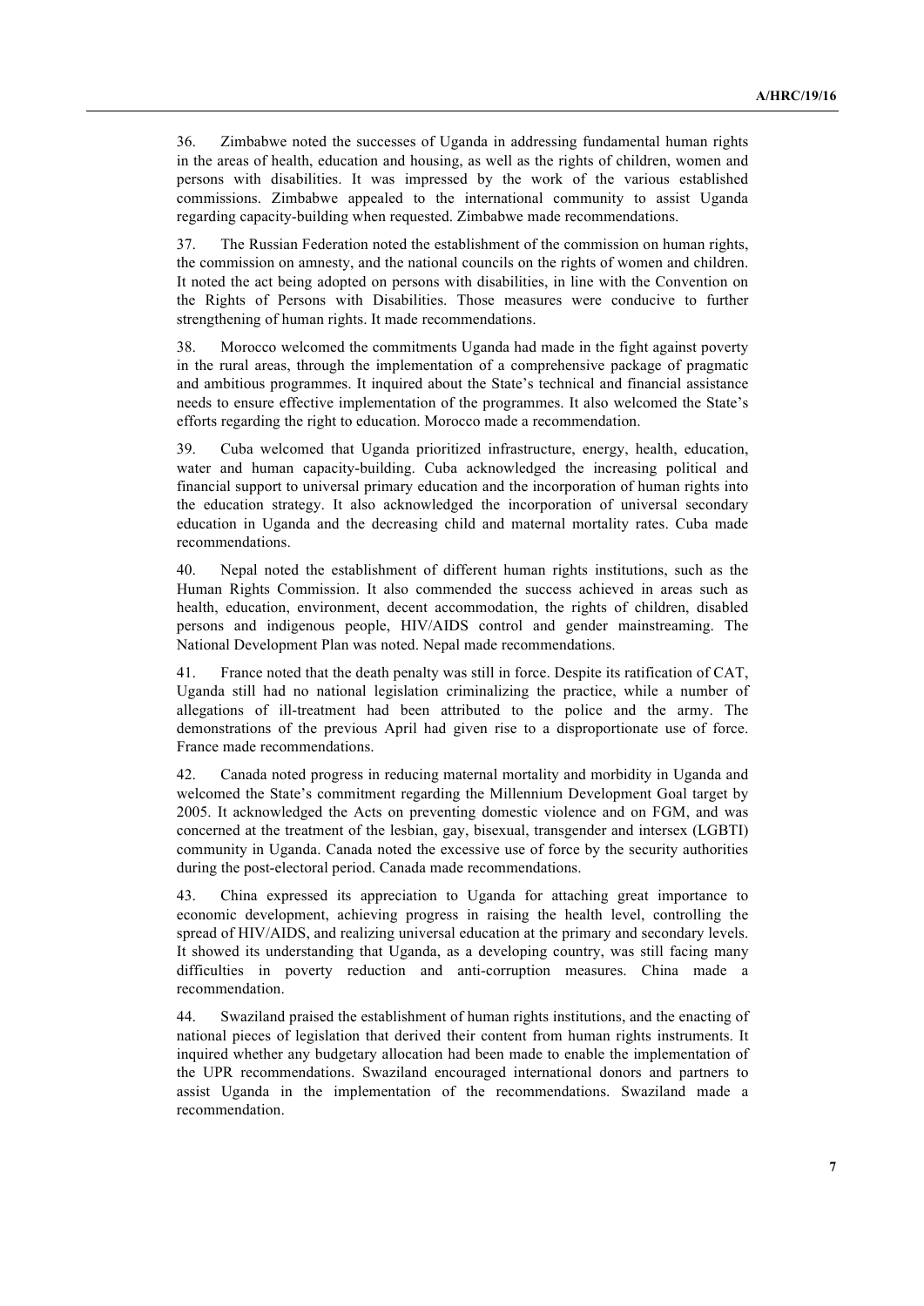36. Zimbabwe noted the successes of Uganda in addressing fundamental human rights in the areas of health, education and housing, as well as the rights of children, women and persons with disabilities. It was impressed by the work of the various established commissions. Zimbabwe appealed to the international community to assist Uganda regarding capacity-building when requested. Zimbabwe made recommendations.

37. The Russian Federation noted the establishment of the commission on human rights, the commission on amnesty, and the national councils on the rights of women and children. It noted the act being adopted on persons with disabilities, in line with the Convention on the Rights of Persons with Disabilities. Those measures were conducive to further strengthening of human rights. It made recommendations.

38. Morocco welcomed the commitments Uganda had made in the fight against poverty in the rural areas, through the implementation of a comprehensive package of pragmatic and ambitious programmes. It inquired about the State's technical and financial assistance needs to ensure effective implementation of the programmes. It also welcomed the State's efforts regarding the right to education. Morocco made a recommendation.

39. Cuba welcomed that Uganda prioritized infrastructure, energy, health, education, water and human capacity-building. Cuba acknowledged the increasing political and financial support to universal primary education and the incorporation of human rights into the education strategy. It also acknowledged the incorporation of universal secondary education in Uganda and the decreasing child and maternal mortality rates. Cuba made recommendations.

40. Nepal noted the establishment of different human rights institutions, such as the Human Rights Commission. It also commended the success achieved in areas such as health, education, environment, decent accommodation, the rights of children, disabled persons and indigenous people, HIV/AIDS control and gender mainstreaming. The National Development Plan was noted. Nepal made recommendations.

41. France noted that the death penalty was still in force. Despite its ratification of CAT, Uganda still had no national legislation criminalizing the practice, while a number of allegations of ill-treatment had been attributed to the police and the army. The demonstrations of the previous April had given rise to a disproportionate use of force. France made recommendations.

42. Canada noted progress in reducing maternal mortality and morbidity in Uganda and welcomed the State's commitment regarding the Millennium Development Goal target by 2005. It acknowledged the Acts on preventing domestic violence and on FGM, and was concerned at the treatment of the lesbian, gay, bisexual, transgender and intersex (LGBTI) community in Uganda. Canada noted the excessive use of force by the security authorities during the post-electoral period. Canada made recommendations.

43. China expressed its appreciation to Uganda for attaching great importance to economic development, achieving progress in raising the health level, controlling the spread of HIV/AIDS, and realizing universal education at the primary and secondary levels. It showed its understanding that Uganda, as a developing country, was still facing many difficulties in poverty reduction and anti-corruption measures. China made a recommendation.

44. Swaziland praised the establishment of human rights institutions, and the enacting of national pieces of legislation that derived their content from human rights instruments. It inquired whether any budgetary allocation had been made to enable the implementation of the UPR recommendations. Swaziland encouraged international donors and partners to assist Uganda in the implementation of the recommendations. Swaziland made a recommendation.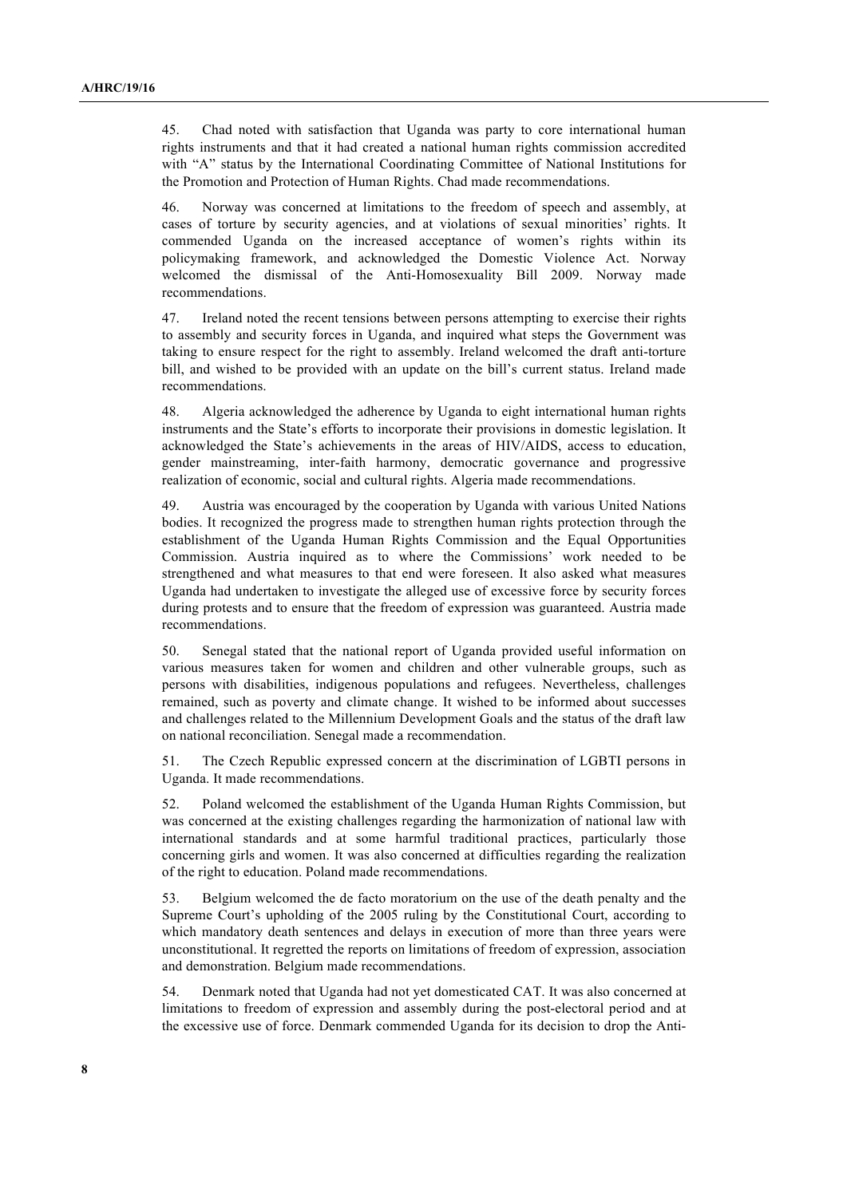45. Chad noted with satisfaction that Uganda was party to core international human rights instruments and that it had created a national human rights commission accredited with "A" status by the International Coordinating Committee of National Institutions for the Promotion and Protection of Human Rights. Chad made recommendations.

46. Norway was concerned at limitations to the freedom of speech and assembly, at cases of torture by security agencies, and at violations of sexual minorities' rights. It commended Uganda on the increased acceptance of women's rights within its policymaking framework, and acknowledged the Domestic Violence Act. Norway welcomed the dismissal of the Anti-Homosexuality Bill 2009. Norway made recommendations.

47. Ireland noted the recent tensions between persons attempting to exercise their rights to assembly and security forces in Uganda, and inquired what steps the Government was taking to ensure respect for the right to assembly. Ireland welcomed the draft anti-torture bill, and wished to be provided with an update on the bill's current status. Ireland made recommendations.

48. Algeria acknowledged the adherence by Uganda to eight international human rights instruments and the State's efforts to incorporate their provisions in domestic legislation. It acknowledged the State's achievements in the areas of HIV/AIDS, access to education, gender mainstreaming, inter-faith harmony, democratic governance and progressive realization of economic, social and cultural rights. Algeria made recommendations.

49. Austria was encouraged by the cooperation by Uganda with various United Nations bodies. It recognized the progress made to strengthen human rights protection through the establishment of the Uganda Human Rights Commission and the Equal Opportunities Commission. Austria inquired as to where the Commissions' work needed to be strengthened and what measures to that end were foreseen. It also asked what measures Uganda had undertaken to investigate the alleged use of excessive force by security forces during protests and to ensure that the freedom of expression was guaranteed. Austria made recommendations.

50. Senegal stated that the national report of Uganda provided useful information on various measures taken for women and children and other vulnerable groups, such as persons with disabilities, indigenous populations and refugees. Nevertheless, challenges remained, such as poverty and climate change. It wished to be informed about successes and challenges related to the Millennium Development Goals and the status of the draft law on national reconciliation. Senegal made a recommendation.

51. The Czech Republic expressed concern at the discrimination of LGBTI persons in Uganda. It made recommendations.

52. Poland welcomed the establishment of the Uganda Human Rights Commission, but was concerned at the existing challenges regarding the harmonization of national law with international standards and at some harmful traditional practices, particularly those concerning girls and women. It was also concerned at difficulties regarding the realization of the right to education. Poland made recommendations.

53. Belgium welcomed the de facto moratorium on the use of the death penalty and the Supreme Court's upholding of the 2005 ruling by the Constitutional Court, according to which mandatory death sentences and delays in execution of more than three years were unconstitutional. It regretted the reports on limitations of freedom of expression, association and demonstration. Belgium made recommendations.

54. Denmark noted that Uganda had not yet domesticated CAT. It was also concerned at limitations to freedom of expression and assembly during the post-electoral period and at the excessive use of force. Denmark commended Uganda for its decision to drop the Anti-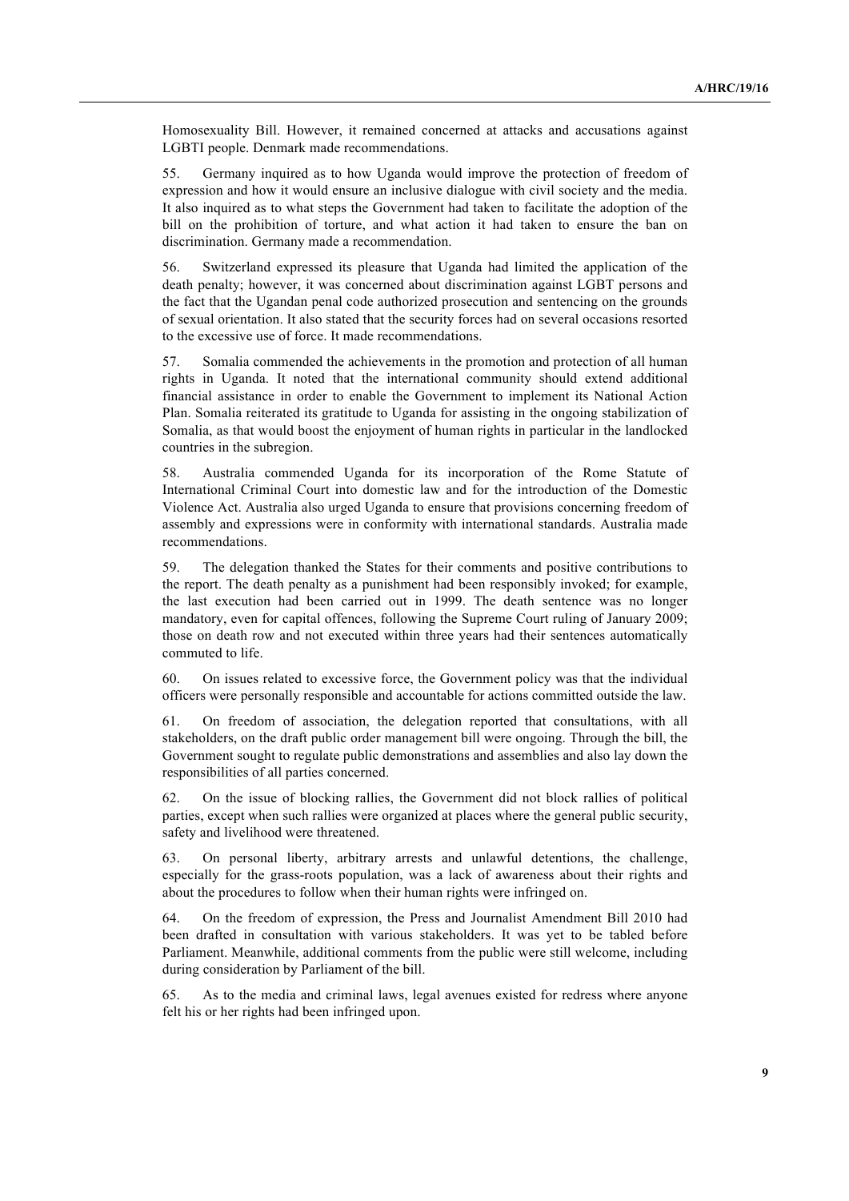Homosexuality Bill. However, it remained concerned at attacks and accusations against LGBTI people. Denmark made recommendations.

55. Germany inquired as to how Uganda would improve the protection of freedom of expression and how it would ensure an inclusive dialogue with civil society and the media. It also inquired as to what steps the Government had taken to facilitate the adoption of the bill on the prohibition of torture, and what action it had taken to ensure the ban on discrimination. Germany made a recommendation.

56. Switzerland expressed its pleasure that Uganda had limited the application of the death penalty; however, it was concerned about discrimination against LGBT persons and the fact that the Ugandan penal code authorized prosecution and sentencing on the grounds of sexual orientation. It also stated that the security forces had on several occasions resorted to the excessive use of force. It made recommendations.

57. Somalia commended the achievements in the promotion and protection of all human rights in Uganda. It noted that the international community should extend additional financial assistance in order to enable the Government to implement its National Action Plan. Somalia reiterated its gratitude to Uganda for assisting in the ongoing stabilization of Somalia, as that would boost the enjoyment of human rights in particular in the landlocked countries in the subregion.

58. Australia commended Uganda for its incorporation of the Rome Statute of International Criminal Court into domestic law and for the introduction of the Domestic Violence Act. Australia also urged Uganda to ensure that provisions concerning freedom of assembly and expressions were in conformity with international standards. Australia made recommendations.

59. The delegation thanked the States for their comments and positive contributions to the report. The death penalty as a punishment had been responsibly invoked; for example, the last execution had been carried out in 1999. The death sentence was no longer mandatory, even for capital offences, following the Supreme Court ruling of January 2009; those on death row and not executed within three years had their sentences automatically commuted to life.

60. On issues related to excessive force, the Government policy was that the individual officers were personally responsible and accountable for actions committed outside the law.

61. On freedom of association, the delegation reported that consultations, with all stakeholders, on the draft public order management bill were ongoing. Through the bill, the Government sought to regulate public demonstrations and assemblies and also lay down the responsibilities of all parties concerned.

62. On the issue of blocking rallies, the Government did not block rallies of political parties, except when such rallies were organized at places where the general public security, safety and livelihood were threatened.

63. On personal liberty, arbitrary arrests and unlawful detentions, the challenge, especially for the grass-roots population, was a lack of awareness about their rights and about the procedures to follow when their human rights were infringed on.

64. On the freedom of expression, the Press and Journalist Amendment Bill 2010 had been drafted in consultation with various stakeholders. It was yet to be tabled before Parliament. Meanwhile, additional comments from the public were still welcome, including during consideration by Parliament of the bill.

65. As to the media and criminal laws, legal avenues existed for redress where anyone felt his or her rights had been infringed upon.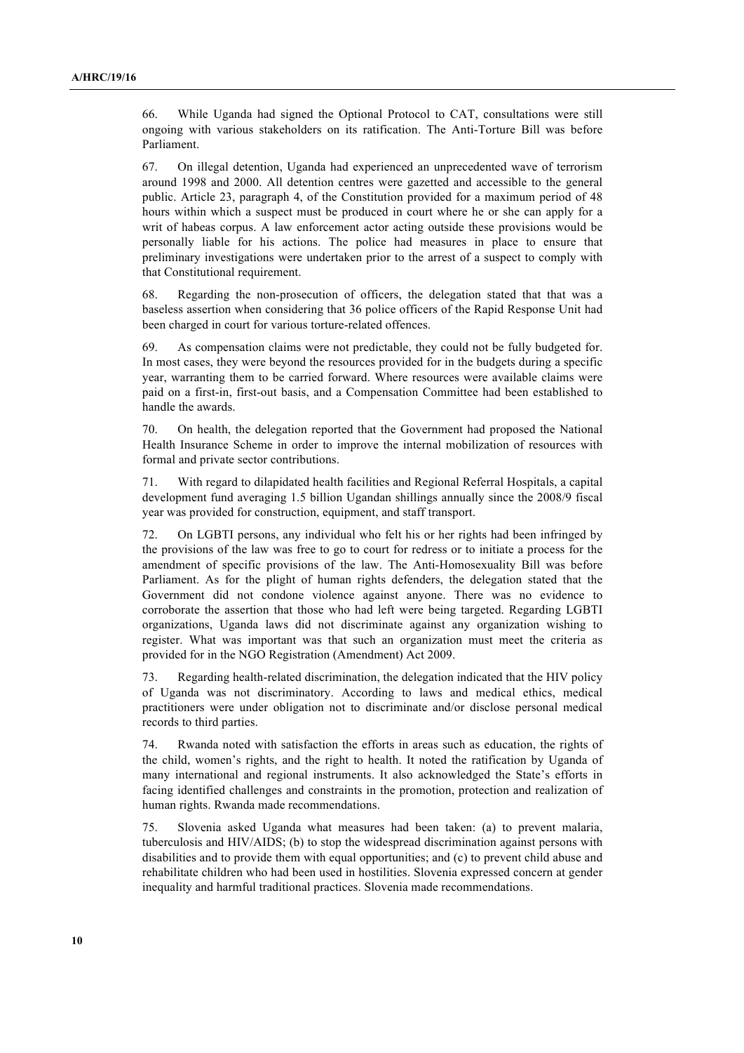66. While Uganda had signed the Optional Protocol to CAT, consultations were still ongoing with various stakeholders on its ratification. The Anti-Torture Bill was before Parliament.

67. On illegal detention, Uganda had experienced an unprecedented wave of terrorism around 1998 and 2000. All detention centres were gazetted and accessible to the general public. Article 23, paragraph 4, of the Constitution provided for a maximum period of 48 hours within which a suspect must be produced in court where he or she can apply for a writ of habeas corpus. A law enforcement actor acting outside these provisions would be personally liable for his actions. The police had measures in place to ensure that preliminary investigations were undertaken prior to the arrest of a suspect to comply with that Constitutional requirement.

68. Regarding the non-prosecution of officers, the delegation stated that that was a baseless assertion when considering that 36 police officers of the Rapid Response Unit had been charged in court for various torture-related offences.

69. As compensation claims were not predictable, they could not be fully budgeted for. In most cases, they were beyond the resources provided for in the budgets during a specific year, warranting them to be carried forward. Where resources were available claims were paid on a first-in, first-out basis, and a Compensation Committee had been established to handle the awards.

70. On health, the delegation reported that the Government had proposed the National Health Insurance Scheme in order to improve the internal mobilization of resources with formal and private sector contributions.

71. With regard to dilapidated health facilities and Regional Referral Hospitals, a capital development fund averaging 1.5 billion Ugandan shillings annually since the 2008/9 fiscal year was provided for construction, equipment, and staff transport.

72. On LGBTI persons, any individual who felt his or her rights had been infringed by the provisions of the law was free to go to court for redress or to initiate a process for the amendment of specific provisions of the law. The Anti-Homosexuality Bill was before Parliament. As for the plight of human rights defenders, the delegation stated that the Government did not condone violence against anyone. There was no evidence to corroborate the assertion that those who had left were being targeted. Regarding LGBTI organizations, Uganda laws did not discriminate against any organization wishing to register. What was important was that such an organization must meet the criteria as provided for in the NGO Registration (Amendment) Act 2009.

73. Regarding health-related discrimination, the delegation indicated that the HIV policy of Uganda was not discriminatory. According to laws and medical ethics, medical practitioners were under obligation not to discriminate and/or disclose personal medical records to third parties.

74. Rwanda noted with satisfaction the efforts in areas such as education, the rights of the child, women's rights, and the right to health. It noted the ratification by Uganda of many international and regional instruments. It also acknowledged the State's efforts in facing identified challenges and constraints in the promotion, protection and realization of human rights. Rwanda made recommendations.

75. Slovenia asked Uganda what measures had been taken: (a) to prevent malaria, tuberculosis and HIV/AIDS; (b) to stop the widespread discrimination against persons with disabilities and to provide them with equal opportunities; and (c) to prevent child abuse and rehabilitate children who had been used in hostilities. Slovenia expressed concern at gender inequality and harmful traditional practices. Slovenia made recommendations.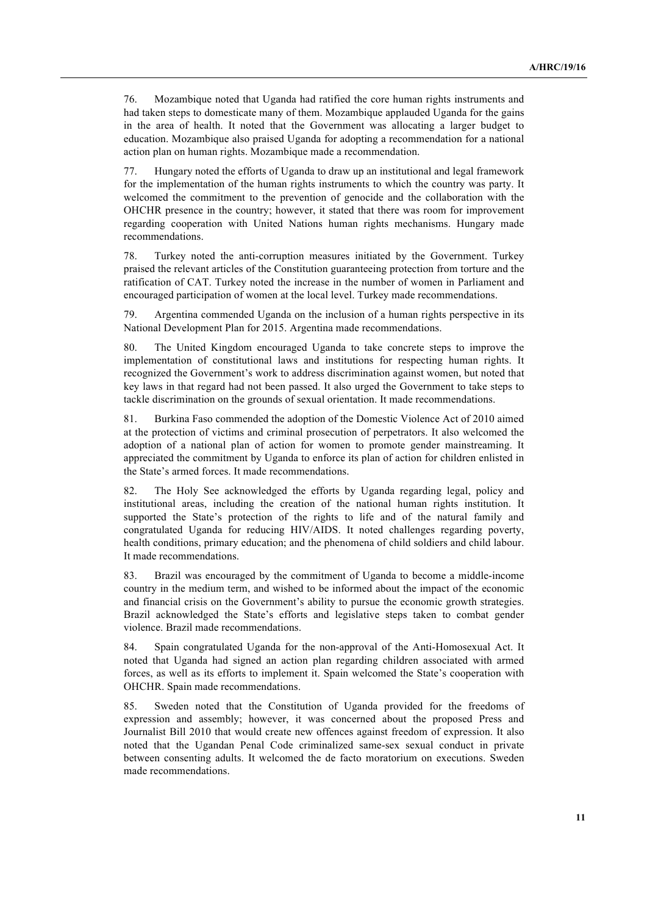76. Mozambique noted that Uganda had ratified the core human rights instruments and had taken steps to domesticate many of them. Mozambique applauded Uganda for the gains in the area of health. It noted that the Government was allocating a larger budget to education. Mozambique also praised Uganda for adopting a recommendation for a national action plan on human rights. Mozambique made a recommendation.

77. Hungary noted the efforts of Uganda to draw up an institutional and legal framework for the implementation of the human rights instruments to which the country was party. It welcomed the commitment to the prevention of genocide and the collaboration with the OHCHR presence in the country; however, it stated that there was room for improvement regarding cooperation with United Nations human rights mechanisms. Hungary made recommendations.

78. Turkey noted the anti-corruption measures initiated by the Government. Turkey praised the relevant articles of the Constitution guaranteeing protection from torture and the ratification of CAT. Turkey noted the increase in the number of women in Parliament and encouraged participation of women at the local level. Turkey made recommendations.

79. Argentina commended Uganda on the inclusion of a human rights perspective in its National Development Plan for 2015. Argentina made recommendations.

80. The United Kingdom encouraged Uganda to take concrete steps to improve the implementation of constitutional laws and institutions for respecting human rights. It recognized the Government's work to address discrimination against women, but noted that key laws in that regard had not been passed. It also urged the Government to take steps to tackle discrimination on the grounds of sexual orientation. It made recommendations.

81. Burkina Faso commended the adoption of the Domestic Violence Act of 2010 aimed at the protection of victims and criminal prosecution of perpetrators. It also welcomed the adoption of a national plan of action for women to promote gender mainstreaming. It appreciated the commitment by Uganda to enforce its plan of action for children enlisted in the State's armed forces. It made recommendations.

82. The Holy See acknowledged the efforts by Uganda regarding legal, policy and institutional areas, including the creation of the national human rights institution. It supported the State's protection of the rights to life and of the natural family and congratulated Uganda for reducing HIV/AIDS. It noted challenges regarding poverty, health conditions, primary education; and the phenomena of child soldiers and child labour. It made recommendations.

83. Brazil was encouraged by the commitment of Uganda to become a middle-income country in the medium term, and wished to be informed about the impact of the economic and financial crisis on the Government's ability to pursue the economic growth strategies. Brazil acknowledged the State's efforts and legislative steps taken to combat gender violence. Brazil made recommendations.

84. Spain congratulated Uganda for the non-approval of the Anti-Homosexual Act. It noted that Uganda had signed an action plan regarding children associated with armed forces, as well as its efforts to implement it. Spain welcomed the State's cooperation with OHCHR. Spain made recommendations.

85. Sweden noted that the Constitution of Uganda provided for the freedoms of expression and assembly; however, it was concerned about the proposed Press and Journalist Bill 2010 that would create new offences against freedom of expression. It also noted that the Ugandan Penal Code criminalized same-sex sexual conduct in private between consenting adults. It welcomed the de facto moratorium on executions. Sweden made recommendations.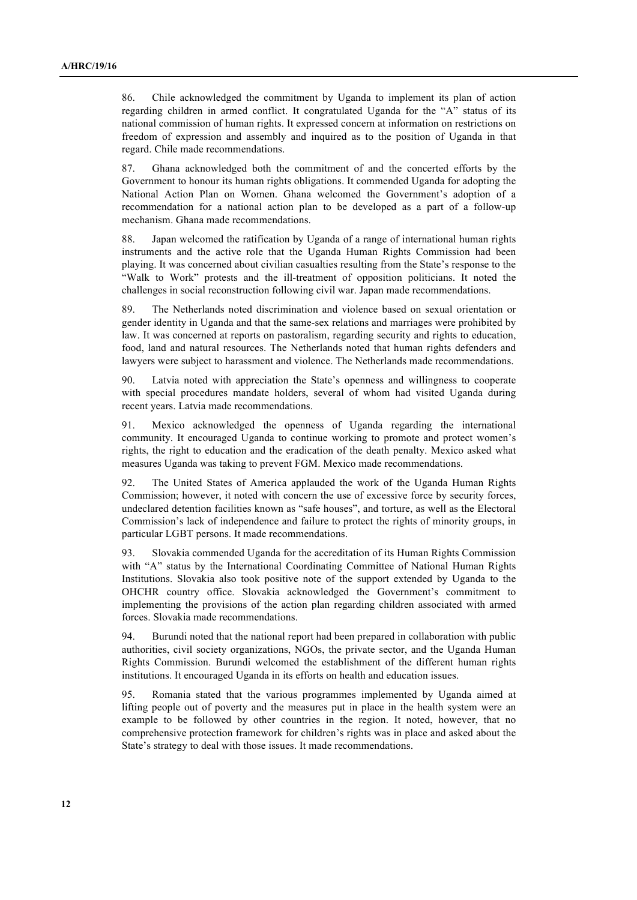86. Chile acknowledged the commitment by Uganda to implement its plan of action regarding children in armed conflict. It congratulated Uganda for the "A" status of its national commission of human rights. It expressed concern at information on restrictions on freedom of expression and assembly and inquired as to the position of Uganda in that regard. Chile made recommendations.

87. Ghana acknowledged both the commitment of and the concerted efforts by the Government to honour its human rights obligations. It commended Uganda for adopting the National Action Plan on Women. Ghana welcomed the Government's adoption of a recommendation for a national action plan to be developed as a part of a follow-up mechanism. Ghana made recommendations.

88. Japan welcomed the ratification by Uganda of a range of international human rights instruments and the active role that the Uganda Human Rights Commission had been playing. It was concerned about civilian casualties resulting from the State's response to the "Walk to Work" protests and the ill-treatment of opposition politicians. It noted the challenges in social reconstruction following civil war. Japan made recommendations.

89. The Netherlands noted discrimination and violence based on sexual orientation or gender identity in Uganda and that the same-sex relations and marriages were prohibited by law. It was concerned at reports on pastoralism, regarding security and rights to education, food, land and natural resources. The Netherlands noted that human rights defenders and lawyers were subject to harassment and violence. The Netherlands made recommendations.

90. Latvia noted with appreciation the State's openness and willingness to cooperate with special procedures mandate holders, several of whom had visited Uganda during recent years. Latvia made recommendations.

91. Mexico acknowledged the openness of Uganda regarding the international community. It encouraged Uganda to continue working to promote and protect women's rights, the right to education and the eradication of the death penalty. Mexico asked what measures Uganda was taking to prevent FGM. Mexico made recommendations.

92. The United States of America applauded the work of the Uganda Human Rights Commission; however, it noted with concern the use of excessive force by security forces, undeclared detention facilities known as "safe houses", and torture, as well as the Electoral Commission's lack of independence and failure to protect the rights of minority groups, in particular LGBT persons. It made recommendations.

93. Slovakia commended Uganda for the accreditation of its Human Rights Commission with "A" status by the International Coordinating Committee of National Human Rights Institutions. Slovakia also took positive note of the support extended by Uganda to the OHCHR country office. Slovakia acknowledged the Government's commitment to implementing the provisions of the action plan regarding children associated with armed forces. Slovakia made recommendations.

94. Burundi noted that the national report had been prepared in collaboration with public authorities, civil society organizations, NGOs, the private sector, and the Uganda Human Rights Commission. Burundi welcomed the establishment of the different human rights institutions. It encouraged Uganda in its efforts on health and education issues.

95. Romania stated that the various programmes implemented by Uganda aimed at lifting people out of poverty and the measures put in place in the health system were an example to be followed by other countries in the region. It noted, however, that no comprehensive protection framework for children's rights was in place and asked about the State's strategy to deal with those issues. It made recommendations.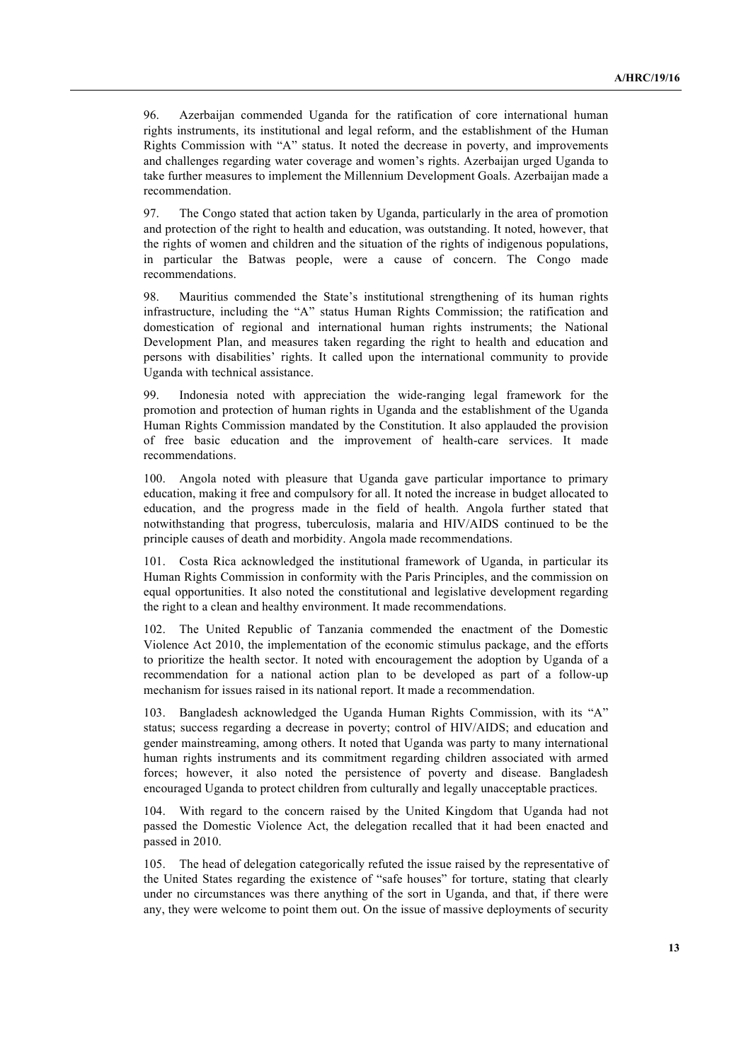96. Azerbaijan commended Uganda for the ratification of core international human rights instruments, its institutional and legal reform, and the establishment of the Human Rights Commission with "A" status. It noted the decrease in poverty, and improvements and challenges regarding water coverage and women's rights. Azerbaijan urged Uganda to take further measures to implement the Millennium Development Goals. Azerbaijan made a recommendation.

97. The Congo stated that action taken by Uganda, particularly in the area of promotion and protection of the right to health and education, was outstanding. It noted, however, that the rights of women and children and the situation of the rights of indigenous populations, in particular the Batwas people, were a cause of concern. The Congo made recommendations.

98. Mauritius commended the State's institutional strengthening of its human rights infrastructure, including the "A" status Human Rights Commission; the ratification and domestication of regional and international human rights instruments; the National Development Plan, and measures taken regarding the right to health and education and persons with disabilities' rights. It called upon the international community to provide Uganda with technical assistance.

99. Indonesia noted with appreciation the wide-ranging legal framework for the promotion and protection of human rights in Uganda and the establishment of the Uganda Human Rights Commission mandated by the Constitution. It also applauded the provision of free basic education and the improvement of health-care services. It made recommendations.

100. Angola noted with pleasure that Uganda gave particular importance to primary education, making it free and compulsory for all. It noted the increase in budget allocated to education, and the progress made in the field of health. Angola further stated that notwithstanding that progress, tuberculosis, malaria and HIV/AIDS continued to be the principle causes of death and morbidity. Angola made recommendations.

101. Costa Rica acknowledged the institutional framework of Uganda, in particular its Human Rights Commission in conformity with the Paris Principles, and the commission on equal opportunities. It also noted the constitutional and legislative development regarding the right to a clean and healthy environment. It made recommendations.

102. The United Republic of Tanzania commended the enactment of the Domestic Violence Act 2010, the implementation of the economic stimulus package, and the efforts to prioritize the health sector. It noted with encouragement the adoption by Uganda of a recommendation for a national action plan to be developed as part of a follow-up mechanism for issues raised in its national report. It made a recommendation.

103. Bangladesh acknowledged the Uganda Human Rights Commission, with its "A" status; success regarding a decrease in poverty; control of HIV/AIDS; and education and gender mainstreaming, among others. It noted that Uganda was party to many international human rights instruments and its commitment regarding children associated with armed forces; however, it also noted the persistence of poverty and disease. Bangladesh encouraged Uganda to protect children from culturally and legally unacceptable practices.

104. With regard to the concern raised by the United Kingdom that Uganda had not passed the Domestic Violence Act, the delegation recalled that it had been enacted and passed in 2010.

105. The head of delegation categorically refuted the issue raised by the representative of the United States regarding the existence of "safe houses" for torture, stating that clearly under no circumstances was there anything of the sort in Uganda, and that, if there were any, they were welcome to point them out. On the issue of massive deployments of security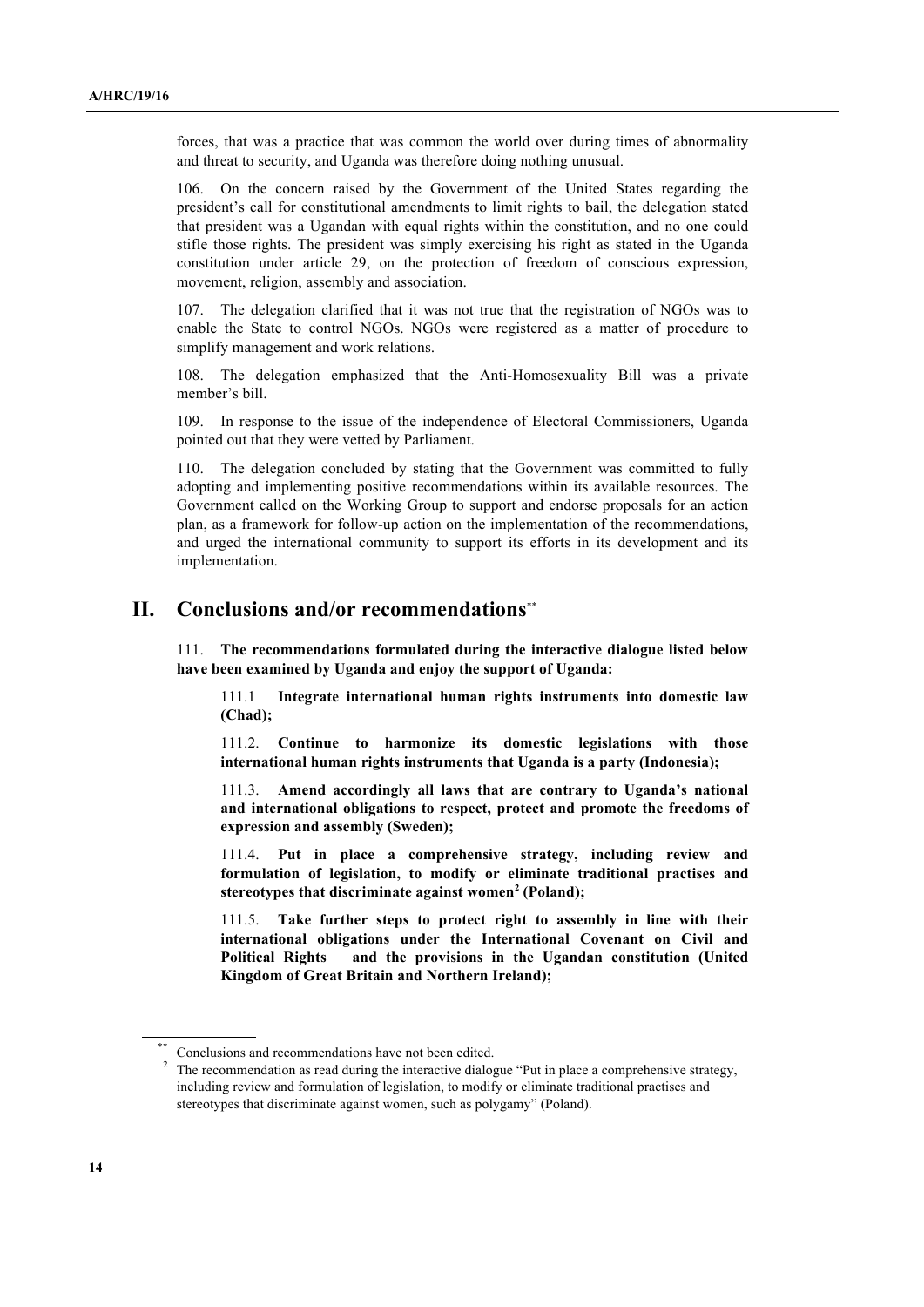forces, that was a practice that was common the world over during times of abnormality and threat to security, and Uganda was therefore doing nothing unusual.

106. On the concern raised by the Government of the United States regarding the president's call for constitutional amendments to limit rights to bail, the delegation stated that president was a Ugandan with equal rights within the constitution, and no one could stifle those rights. The president was simply exercising his right as stated in the Uganda constitution under article 29, on the protection of freedom of conscious expression, movement, religion, assembly and association.

107. The delegation clarified that it was not true that the registration of NGOs was to enable the State to control NGOs. NGOs were registered as a matter of procedure to simplify management and work relations.

108. The delegation emphasized that the Anti-Homosexuality Bill was a private member's bill.

109. In response to the issue of the independence of Electoral Commissioners, Uganda pointed out that they were vetted by Parliament.

110. The delegation concluded by stating that the Government was committed to fully adopting and implementing positive recommendations within its available resources. The Government called on the Working Group to support and endorse proposals for an action plan, as a framework for follow-up action on the implementation of the recommendations, and urged the international community to support its efforts in its development and its implementation.

# II. Conclusions and/or recommendations[**]

111. **The recommendations formulated during the interactive dialogue listed below have been examined by Uganda and enjoy the support of Uganda:**

111.1 **Integrate international human rights instruments into domestic law (Chad);**

111.2. **Continue to harmonize its domestic legislations with those international human rights instruments that Uganda is a party (Indonesia);**

111.3. **Amend accordingly all laws that are contrary to Uganda's national and international obligations to respect, protect and promote the freedoms of expression and assembly (Sweden);**

111.4. **Put in place a comprehensive strategy, including review and formulation of legislation, to modify or eliminate traditional practises and stereotypes that discriminate against women[2] (Poland);**

111.5. **Take further steps to protect right to assembly in line with their international obligations under the International Covenant on Civil and Political Rights and the provisions in the Ugandan constitution (United Kingdom of Great Britain and Northern Ireland);**

---

[**] Conclusions and recommendations have not been edited.

[2] The recommendation as read during the interactive dialogue "Put in place a comprehensive strategy, including review and formulation of legislation, to modify or eliminate traditional practises and stereotypes that discriminate against women, such as polygamy" (Poland).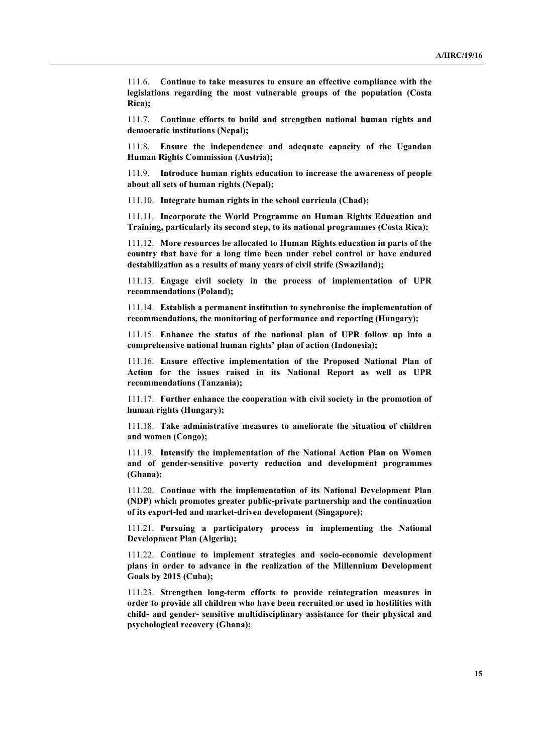111.6. **Continue to take measures to ensure an effective compliance with the legislations regarding the most vulnerable groups of the population (Costa Rica);**

111.7. **Continue efforts to build and strengthen national human rights and democratic institutions (Nepal);**

111.8. **Ensure the independence and adequate capacity of the Ugandan Human Rights Commission (Austria);**

111.9. **Introduce human rights education to increase the awareness of people about all sets of human rights (Nepal);**

111.10. **Integrate human rights in the school curricula (Chad);**

111.11. **Incorporate the World Programme on Human Rights Education and Training, particularly its second step, to its national programmes (Costa Rica);**

111.12. **More resources be allocated to Human Rights education in parts of the country that have for a long time been under rebel control or have endured destabilization as a results of many years of civil strife (Swaziland);**

111.13. **Engage civil society in the process of implementation of UPR recommendations (Poland);**

111.14. **Establish a permanent institution to synchronise the implementation of recommendations, the monitoring of performance and reporting (Hungary);**

111.15. **Enhance the status of the national plan of UPR follow up into a comprehensive national human rights' plan of action (Indonesia);**

111.16. **Ensure effective implementation of the Proposed National Plan of Action for the issues raised in its National Report as well as UPR recommendations (Tanzania);**

111.17. **Further enhance the cooperation with civil society in the promotion of human rights (Hungary);**

111.18. **Take administrative measures to ameliorate the situation of children and women (Congo);**

111.19. **Intensify the implementation of the National Action Plan on Women and of gender-sensitive poverty reduction and development programmes (Ghana);**

111.20. **Continue with the implementation of its National Development Plan (NDP) which promotes greater public-private partnership and the continuation of its export-led and market-driven development (Singapore);**

111.21. **Pursuing a participatory process in implementing the National Development Plan (Algeria);**

111.22. **Continue to implement strategies and socio-economic development plans in order to advance in the realization of the Millennium Development Goals by 2015 (Cuba);**

111.23. **Strengthen long-term efforts to provide reintegration measures in order to provide all children who have been recruited or used in hostilities with child- and gender- sensitive multidisciplinary assistance for their physical and psychological recovery (Ghana);**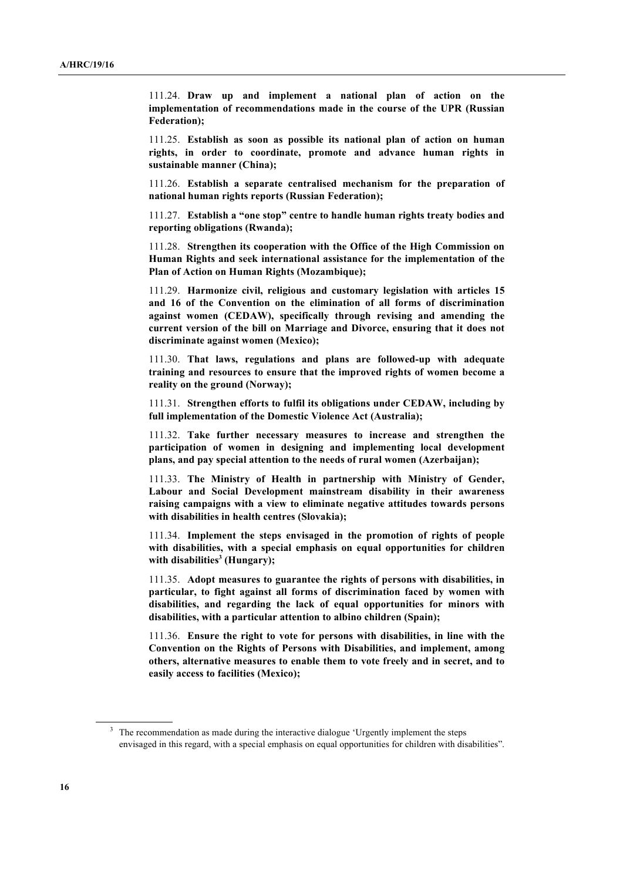111.24. **Draw up and implement a national plan of action on the implementation of recommendations made in the course of the UPR (Russian Federation);**

111.25. **Establish as soon as possible its national plan of action on human rights, in order to coordinate, promote and advance human rights in sustainable manner (China);**

111.26. **Establish a separate centralised mechanism for the preparation of national human rights reports (Russian Federation);**

111.27. **Establish a "one stop" centre to handle human rights treaty bodies and reporting obligations (Rwanda);**

111.28. **Strengthen its cooperation with the Office of the High Commission on Human Rights and seek international assistance for the implementation of the Plan of Action on Human Rights (Mozambique);**

111.29. **Harmonize civil, religious and customary legislation with articles 15 and 16 of the Convention on the elimination of all forms of discrimination against women (CEDAW), specifically through revising and amending the current version of the bill on Marriage and Divorce, ensuring that it does not discriminate against women (Mexico);**

111.30. **That laws, regulations and plans are followed-up with adequate training and resources to ensure that the improved rights of women become a reality on the ground (Norway);**

111.31. **Strengthen efforts to fulfil its obligations under CEDAW, including by full implementation of the Domestic Violence Act (Australia);**

111.32. **Take further necessary measures to increase and strengthen the participation of women in designing and implementing local development plans, and pay special attention to the needs of rural women (Azerbaijan);**

111.33. **The Ministry of Health in partnership with Ministry of Gender, Labour and Social Development mainstream disability in their awareness raising campaigns with a view to eliminate negative attitudes towards persons with disabilities in health centres (Slovakia);**

111.34. **Implement the steps envisaged in the promotion of rights of people with disabilities, with a special emphasis on equal opportunities for children with disabilities[3] (Hungary);**

111.35. **Adopt measures to guarantee the rights of persons with disabilities, in particular, to fight against all forms of discrimination faced by women with disabilities, and regarding the lack of equal opportunities for minors with disabilities, with a particular attention to albino children (Spain);**

111.36. **Ensure the right to vote for persons with disabilities, in line with the Convention on the Rights of Persons with Disabilities, and implement, among others, alternative measures to enable them to vote freely and in secret, and to easily access to facilities (Mexico);**

---

[3] The recommendation as made during the interactive dialogue 'Urgently implement the steps envisaged in this regard, with a special emphasis on equal opportunities for children with disabilities".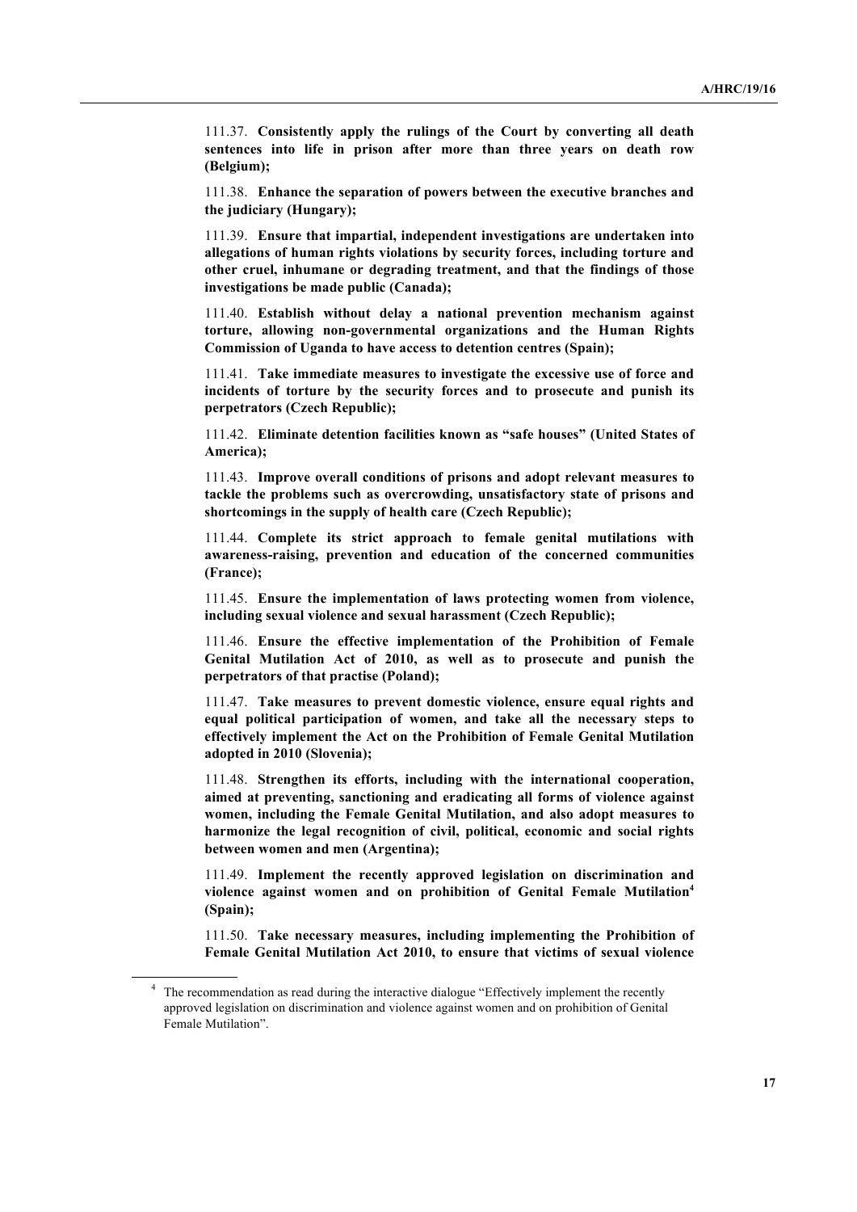111.37. **Consistently apply the rulings of the Court by converting all death sentences into life in prison after more than three years on death row (Belgium);**

111.38. **Enhance the separation of powers between the executive branches and the judiciary (Hungary);**

111.39. **Ensure that impartial, independent investigations are undertaken into allegations of human rights violations by security forces, including torture and other cruel, inhumane or degrading treatment, and that the findings of those investigations be made public (Canada);**

111.40. **Establish without delay a national prevention mechanism against torture, allowing non-governmental organizations and the Human Rights Commission of Uganda to have access to detention centres (Spain);**

111.41. **Take immediate measures to investigate the excessive use of force and incidents of torture by the security forces and to prosecute and punish its perpetrators (Czech Republic);**

111.42. **Eliminate detention facilities known as "safe houses" (United States of America);**

111.43. **Improve overall conditions of prisons and adopt relevant measures to tackle the problems such as overcrowding, unsatisfactory state of prisons and shortcomings in the supply of health care (Czech Republic);**

111.44. **Complete its strict approach to female genital mutilations with awareness-raising, prevention and education of the concerned communities (France);**

111.45. **Ensure the implementation of laws protecting women from violence, including sexual violence and sexual harassment (Czech Republic);**

111.46. **Ensure the effective implementation of the Prohibition of Female Genital Mutilation Act of 2010, as well as to prosecute and punish the perpetrators of that practise (Poland);**

111.47. **Take measures to prevent domestic violence, ensure equal rights and equal political participation of women, and take all the necessary steps to effectively implement the Act on the Prohibition of Female Genital Mutilation adopted in 2010 (Slovenia);**

111.48. **Strengthen its efforts, including with the international cooperation, aimed at preventing, sanctioning and eradicating all forms of violence against women, including the Female Genital Mutilation, and also adopt measures to harmonize the legal recognition of civil, political, economic and social rights between women and men (Argentina);**

111.49. **Implement the recently approved legislation on discrimination and violence against women and on prohibition of Genital Female Mutilation[4] (Spain);**

111.50. **Take necessary measures, including implementing the Prohibition of Female Genital Mutilation Act 2010, to ensure that victims of sexual violence**

[4] The recommendation as read during the interactive dialogue "Effectively implement the recently approved legislation on discrimination and violence against women and on prohibition of Genital Female Mutilation".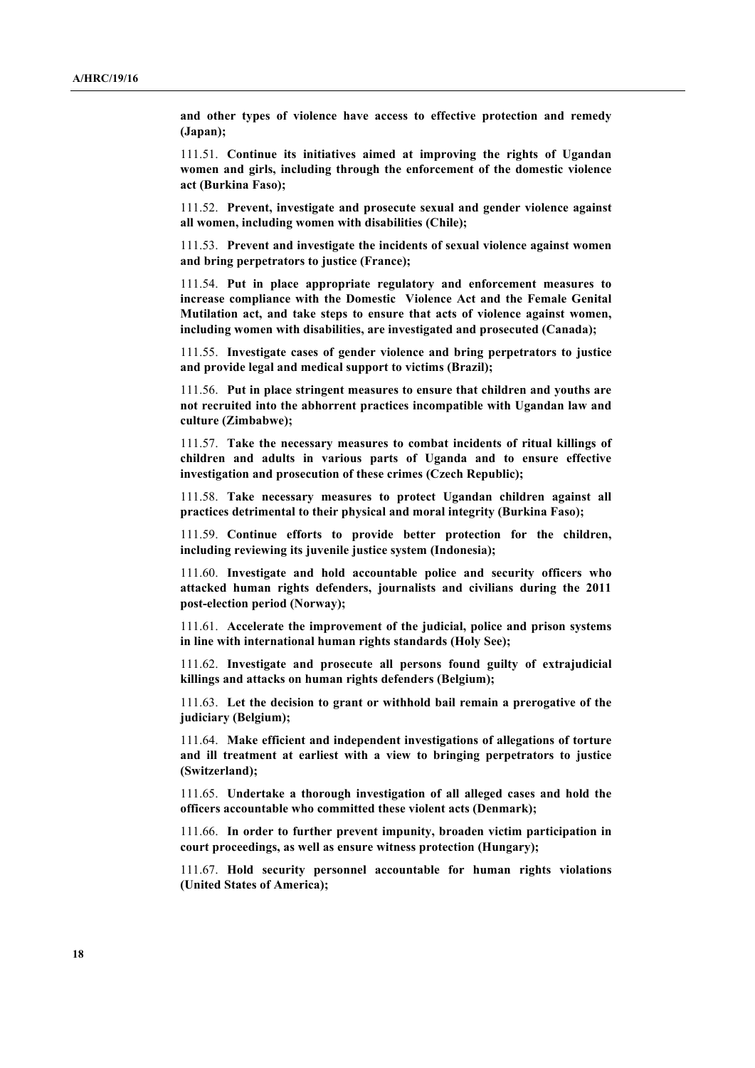**and other types of violence have access to effective protection and remedy (Japan);**

111.51. **Continue its initiatives aimed at improving the rights of Ugandan women and girls, including through the enforcement of the domestic violence act (Burkina Faso);**

111.52. **Prevent, investigate and prosecute sexual and gender violence against all women, including women with disabilities (Chile);**

111.53. **Prevent and investigate the incidents of sexual violence against women and bring perpetrators to justice (France);**

111.54. **Put in place appropriate regulatory and enforcement measures to increase compliance with the Domestic Violence Act and the Female Genital Mutilation act, and take steps to ensure that acts of violence against women, including women with disabilities, are investigated and prosecuted (Canada);**

111.55. **Investigate cases of gender violence and bring perpetrators to justice and provide legal and medical support to victims (Brazil);**

111.56. **Put in place stringent measures to ensure that children and youths are not recruited into the abhorrent practices incompatible with Ugandan law and culture (Zimbabwe);**

111.57. **Take the necessary measures to combat incidents of ritual killings of children and adults in various parts of Uganda and to ensure effective investigation and prosecution of these crimes (Czech Republic);**

111.58. **Take necessary measures to protect Ugandan children against all practices detrimental to their physical and moral integrity (Burkina Faso);**

111.59. **Continue efforts to provide better protection for the children, including reviewing its juvenile justice system (Indonesia);**

111.60. **Investigate and hold accountable police and security officers who attacked human rights defenders, journalists and civilians during the 2011 post-election period (Norway);**

111.61. **Accelerate the improvement of the judicial, police and prison systems in line with international human rights standards (Holy See);**

111.62. **Investigate and prosecute all persons found guilty of extrajudicial killings and attacks on human rights defenders (Belgium);**

111.63. **Let the decision to grant or withhold bail remain a prerogative of the judiciary (Belgium);**

111.64. **Make efficient and independent investigations of allegations of torture and ill treatment at earliest with a view to bringing perpetrators to justice (Switzerland);**

111.65. **Undertake a thorough investigation of all alleged cases and hold the officers accountable who committed these violent acts (Denmark);**

111.66. **In order to further prevent impunity, broaden victim participation in court proceedings, as well as ensure witness protection (Hungary);**

111.67. **Hold security personnel accountable for human rights violations (United States of America);**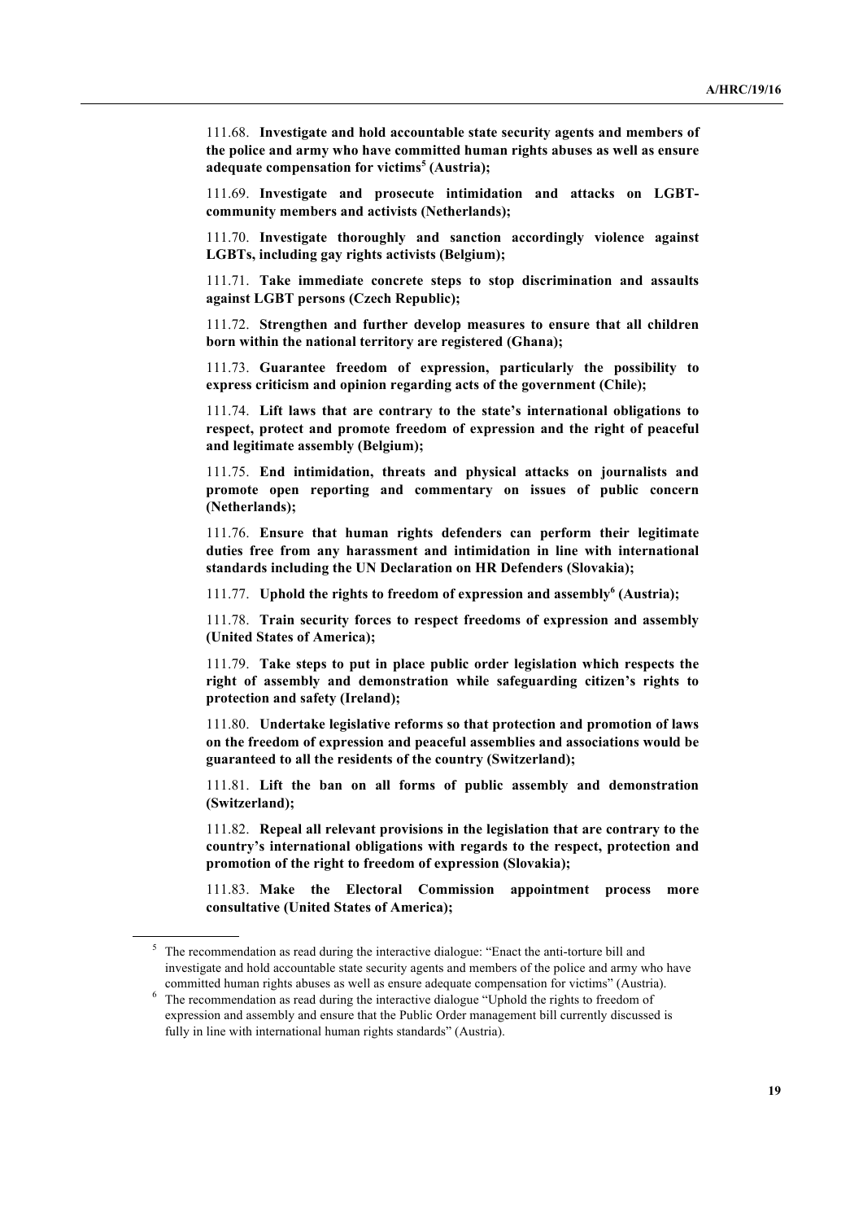111.68. **Investigate and hold accountable state security agents and members of the police and army who have committed human rights abuses as well as ensure adequate compensation for victims[5] (Austria);**

111.69. **Investigate and prosecute intimidation and attacks on LGBT-community members and activists (Netherlands);**

111.70. **Investigate thoroughly and sanction accordingly violence against LGBTs, including gay rights activists (Belgium);**

111.71. **Take immediate concrete steps to stop discrimination and assaults against LGBT persons (Czech Republic);**

111.72. **Strengthen and further develop measures to ensure that all children born within the national territory are registered (Ghana);**

111.73. **Guarantee freedom of expression, particularly the possibility to express criticism and opinion regarding acts of the government (Chile);**

111.74. **Lift laws that are contrary to the state's international obligations to respect, protect and promote freedom of expression and the right of peaceful and legitimate assembly (Belgium);**

111.75. **End intimidation, threats and physical attacks on journalists and promote open reporting and commentary on issues of public concern (Netherlands);**

111.76. **Ensure that human rights defenders can perform their legitimate duties free from any harassment and intimidation in line with international standards including the UN Declaration on HR Defenders (Slovakia);**

111.77. **Uphold the rights to freedom of expression and assembly[6] (Austria);**

111.78. **Train security forces to respect freedoms of expression and assembly (United States of America);**

111.79. **Take steps to put in place public order legislation which respects the right of assembly and demonstration while safeguarding citizen's rights to protection and safety (Ireland);**

111.80. **Undertake legislative reforms so that protection and promotion of laws on the freedom of expression and peaceful assemblies and associations would be guaranteed to all the residents of the country (Switzerland);**

111.81. **Lift the ban on all forms of public assembly and demonstration (Switzerland);**

111.82. **Repeal all relevant provisions in the legislation that are contrary to the country's international obligations with regards to the respect, protection and promotion of the right to freedom of expression (Slovakia);**

111.83. **Make the Electoral Commission appointment process more consultative (United States of America);**

---

[5] The recommendation as read during the interactive dialogue: "Enact the anti-torture bill and investigate and hold accountable state security agents and members of the police and army who have committed human rights abuses as well as ensure adequate compensation for victims" (Austria).

[6] The recommendation as read during the interactive dialogue "Uphold the rights to freedom of expression and assembly and ensure that the Public Order management bill currently discussed is fully in line with international human rights standards" (Austria).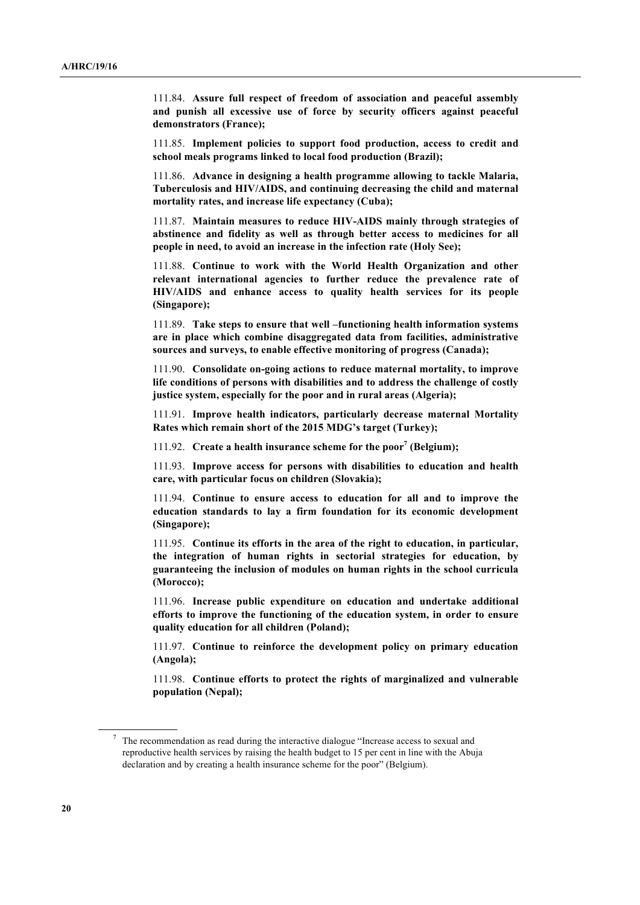111.84. **Assure full respect of freedom of association and peaceful assembly and punish all excessive use of force by security officers against peaceful demonstrators (France);**

111.85. **Implement policies to support food production, access to credit and school meals programs linked to local food production (Brazil);**

111.86. **Advance in designing a health programme allowing to tackle Malaria, Tuberculosis and HIV/AIDS, and continuing decreasing the child and maternal mortality rates, and increase life expectancy (Cuba);**

111.87. **Maintain measures to reduce HIV-AIDS mainly through strategies of abstinence and fidelity as well as through better access to medicines for all people in need, to avoid an increase in the infection rate (Holy See);**

111.88. **Continue to work with the World Health Organization and other relevant international agencies to further reduce the prevalence rate of HIV/AIDS and enhance access to quality health services for its people (Singapore);**

111.89. **Take steps to ensure that well –functioning health information systems are in place which combine disaggregated data from facilities, administrative sources and surveys, to enable effective monitoring of progress (Canada);**

111.90. **Consolidate on-going actions to reduce maternal mortality, to improve life conditions of persons with disabilities and to address the challenge of costly justice system, especially for the poor and in rural areas (Algeria);**

111.91. **Improve health indicators, particularly decrease maternal Mortality Rates which remain short of the 2015 MDG's target (Turkey);**

111.92. **Create a health insurance scheme for the poor[7] (Belgium);**

111.93. **Improve access for persons with disabilities to education and health care, with particular focus on children (Slovakia);**

111.94. **Continue to ensure access to education for all and to improve the education standards to lay a firm foundation for its economic development (Singapore);**

111.95. **Continue its efforts in the area of the right to education, in particular, the integration of human rights in sectorial strategies for education, by guaranteeing the inclusion of modules on human rights in the school curricula (Morocco);**

111.96. **Increase public expenditure on education and undertake additional efforts to improve the functioning of the education system, in order to ensure quality education for all children (Poland);**

111.97. **Continue to reinforce the development policy on primary education (Angola);**

111.98. **Continue efforts to protect the rights of marginalized and vulnerable population (Nepal);**

---

[7] The recommendation as read during the interactive dialogue "Increase access to sexual and reproductive health services by raising the health budget to 15 per cent in line with the Abuja declaration and by creating a health insurance scheme for the poor" (Belgium).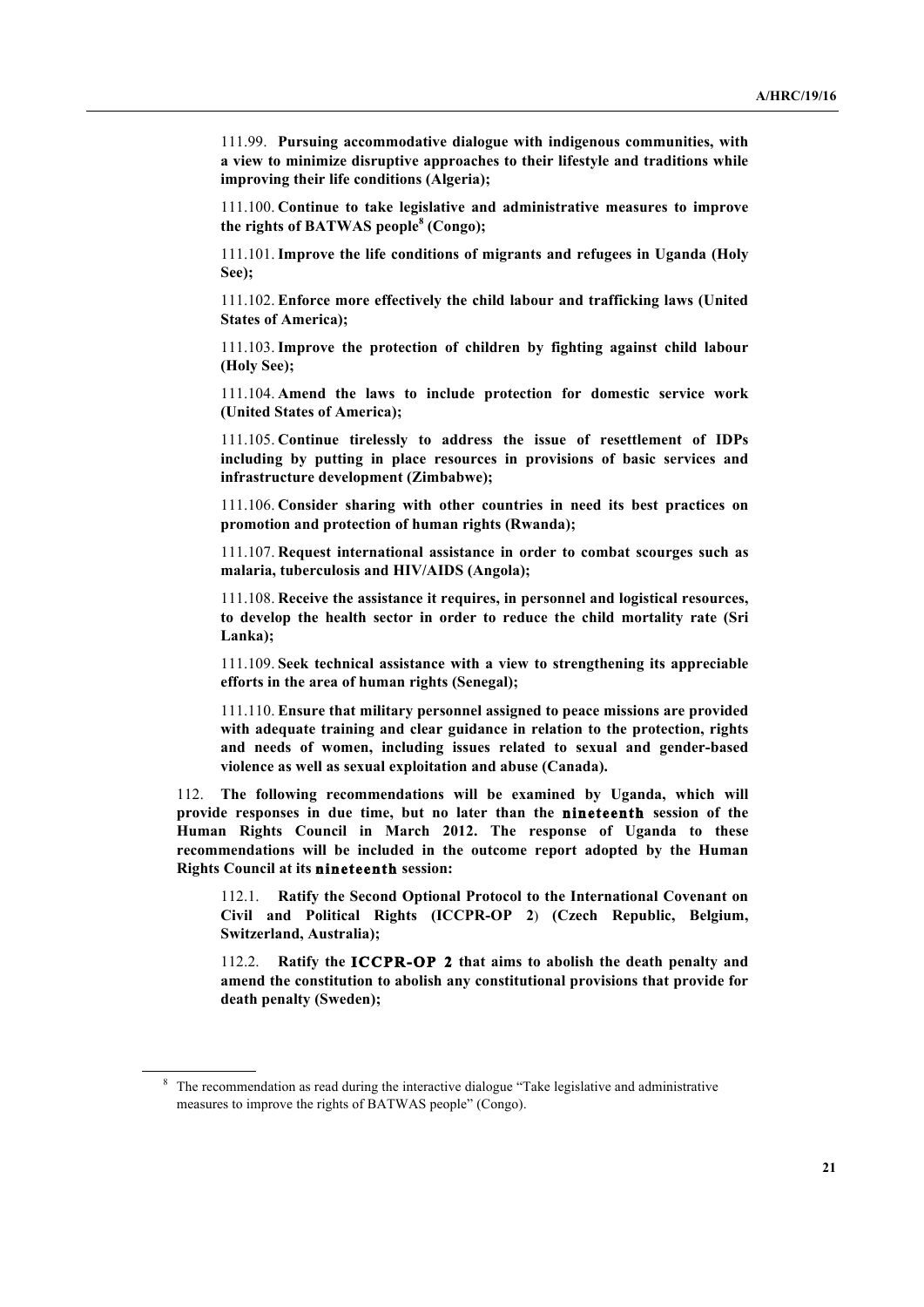111.99. **Pursuing accommodative dialogue with indigenous communities, with a view to minimize disruptive approaches to their lifestyle and traditions while improving their life conditions (Algeria);**

111.100. **Continue to take legislative and administrative measures to improve the rights of BATWAS people[8] (Congo);**

111.101. **Improve the life conditions of migrants and refugees in Uganda (Holy See);**

111.102. **Enforce more effectively the child labour and trafficking laws (United States of America);**

111.103. **Improve the protection of children by fighting against child labour (Holy See);**

111.104. **Amend the laws to include protection for domestic service work (United States of America);**

111.105. **Continue tirelessly to address the issue of resettlement of IDPs including by putting in place resources in provisions of basic services and infrastructure development (Zimbabwe);**

111.106. **Consider sharing with other countries in need its best practices on promotion and protection of human rights (Rwanda);**

111.107. **Request international assistance in order to combat scourges such as malaria, tuberculosis and HIV/AIDS (Angola);**

111.108. **Receive the assistance it requires, in personnel and logistical resources, to develop the health sector in order to reduce the child mortality rate (Sri Lanka);**

111.109. **Seek technical assistance with a view to strengthening its appreciable efforts in the area of human rights (Senegal);**

111.110. **Ensure that military personnel assigned to peace missions are provided with adequate training and clear guidance in relation to the protection, rights and needs of women, including issues related to sexual and gender-based violence as well as sexual exploitation and abuse (Canada).**

112. **The following recommendations will be examined by Uganda, which will provide responses in due time, but no later than the nineteenth session of the Human Rights Council in March 2012. The response of Uganda to these recommendations will be included in the outcome report adopted by the Human Rights Council at its nineteenth session:**

112.1. **Ratify the Second Optional Protocol to the International Covenant on Civil and Political Rights (ICCPR-OP 2) (Czech Republic, Belgium, Switzerland, Australia);**

112.2. **Ratify the ICCPR-OP 2 that aims to abolish the death penalty and amend the constitution to abolish any constitutional provisions that provide for death penalty (Sweden);**

---

[8] The recommendation as read during the interactive dialogue "Take legislative and administrative measures to improve the rights of BATWAS people" (Congo).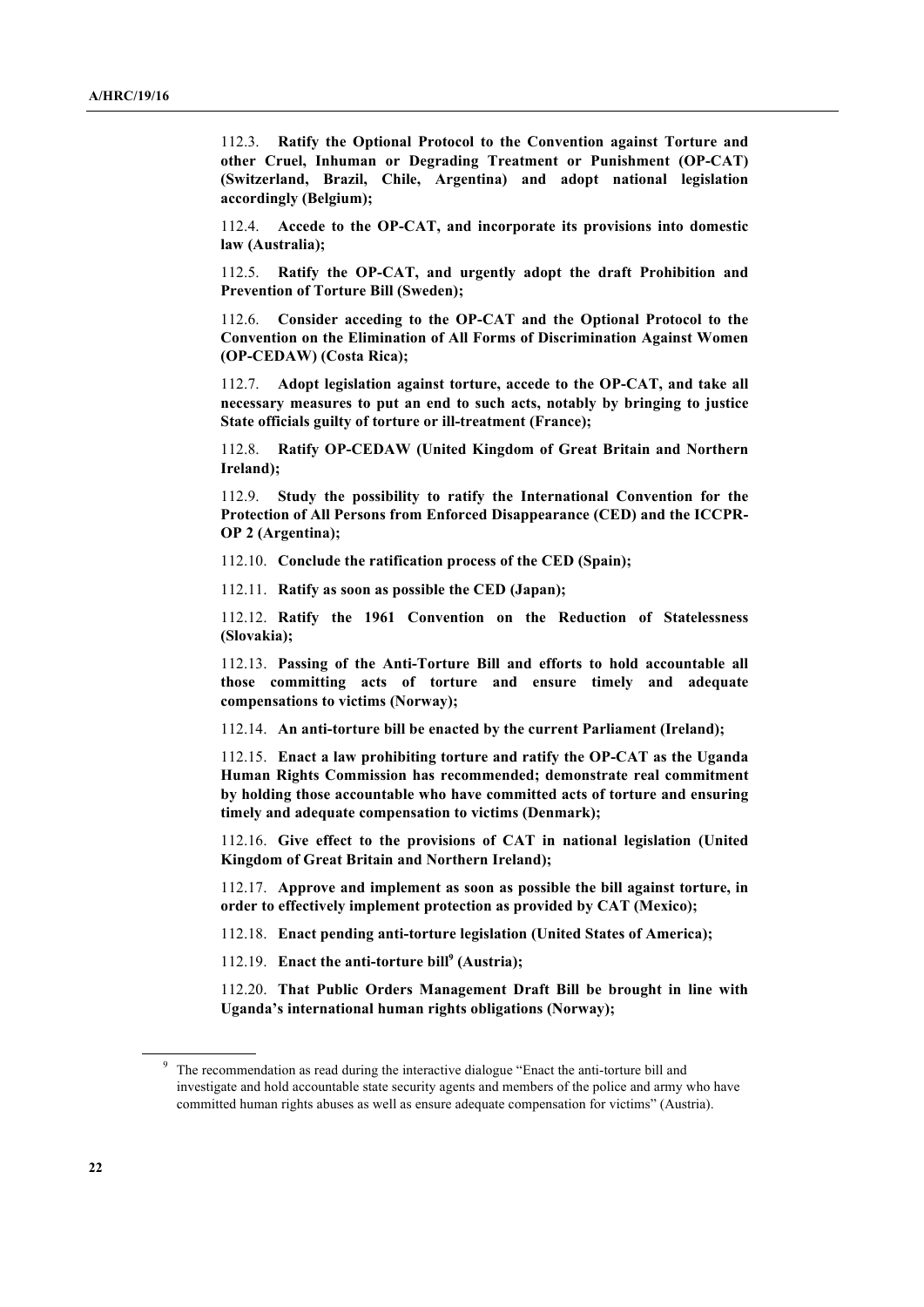112.3. **Ratify the Optional Protocol to the Convention against Torture and other Cruel, Inhuman or Degrading Treatment or Punishment (OP-CAT) (Switzerland, Brazil, Chile, Argentina) and adopt national legislation accordingly (Belgium);**

112.4. **Accede to the OP-CAT, and incorporate its provisions into domestic law (Australia);**

112.5. **Ratify the OP-CAT, and urgently adopt the draft Prohibition and Prevention of Torture Bill (Sweden);**

112.6. **Consider acceding to the OP-CAT and the Optional Protocol to the Convention on the Elimination of All Forms of Discrimination Against Women (OP-CEDAW) (Costa Rica);**

112.7. **Adopt legislation against torture, accede to the OP-CAT, and take all necessary measures to put an end to such acts, notably by bringing to justice State officials guilty of torture or ill-treatment (France);**

112.8. **Ratify OP-CEDAW (United Kingdom of Great Britain and Northern Ireland);**

112.9. **Study the possibility to ratify the International Convention for the Protection of All Persons from Enforced Disappearance (CED) and the ICCPR-OP 2 (Argentina);**

112.10. **Conclude the ratification process of the CED (Spain);**

112.11. **Ratify as soon as possible the CED (Japan);**

112.12. **Ratify the 1961 Convention on the Reduction of Statelessness (Slovakia);**

112.13. **Passing of the Anti-Torture Bill and efforts to hold accountable all those committing acts of torture and ensure timely and adequate compensations to victims (Norway);**

112.14. **An anti-torture bill be enacted by the current Parliament (Ireland);**

112.15. **Enact a law prohibiting torture and ratify the OP-CAT as the Uganda Human Rights Commission has recommended; demonstrate real commitment by holding those accountable who have committed acts of torture and ensuring timely and adequate compensation to victims (Denmark);**

112.16. **Give effect to the provisions of CAT in national legislation (United Kingdom of Great Britain and Northern Ireland);**

112.17. **Approve and implement as soon as possible the bill against torture, in order to effectively implement protection as provided by CAT (Mexico);**

112.18. **Enact pending anti-torture legislation (United States of America);**

112.19. **Enact the anti-torture bill[9] (Austria);**

112.20. **That Public Orders Management Draft Bill be brought in line with Uganda's international human rights obligations (Norway);**

---

[9] The recommendation as read during the interactive dialogue "Enact the anti-torture bill and investigate and hold accountable state security agents and members of the police and army who have committed human rights abuses as well as ensure adequate compensation for victims" (Austria).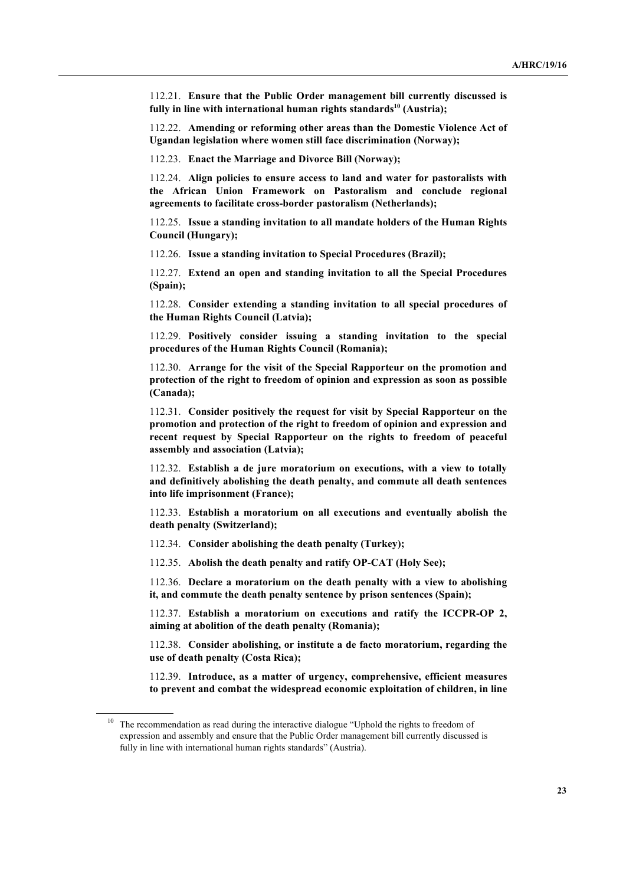112.21. **Ensure that the Public Order management bill currently discussed is fully in line with international human rights standards[10] (Austria);**

112.22. **Amending or reforming other areas than the Domestic Violence Act of Ugandan legislation where women still face discrimination (Norway);**

112.23. **Enact the Marriage and Divorce Bill (Norway);**

112.24. **Align policies to ensure access to land and water for pastoralists with the African Union Framework on Pastoralism and conclude regional agreements to facilitate cross-border pastoralism (Netherlands);**

112.25. **Issue a standing invitation to all mandate holders of the Human Rights Council (Hungary);**

112.26. **Issue a standing invitation to Special Procedures (Brazil);**

112.27. **Extend an open and standing invitation to all the Special Procedures (Spain);**

112.28. **Consider extending a standing invitation to all special procedures of the Human Rights Council (Latvia);**

112.29. **Positively consider issuing a standing invitation to the special procedures of the Human Rights Council (Romania);**

112.30. **Arrange for the visit of the Special Rapporteur on the promotion and protection of the right to freedom of opinion and expression as soon as possible (Canada);**

112.31. **Consider positively the request for visit by Special Rapporteur on the promotion and protection of the right to freedom of opinion and expression and recent request by Special Rapporteur on the rights to freedom of peaceful assembly and association (Latvia);**

112.32. **Establish a de jure moratorium on executions, with a view to totally and definitively abolishing the death penalty, and commute all death sentences into life imprisonment (France);**

112.33. **Establish a moratorium on all executions and eventually abolish the death penalty (Switzerland);**

112.34. **Consider abolishing the death penalty (Turkey);**

112.35. **Abolish the death penalty and ratify OP-CAT (Holy See);**

112.36. **Declare a moratorium on the death penalty with a view to abolishing it, and commute the death penalty sentence by prison sentences (Spain);**

112.37. **Establish a moratorium on executions and ratify the ICCPR-OP 2, aiming at abolition of the death penalty (Romania);**

112.38. **Consider abolishing, or institute a de facto moratorium, regarding the use of death penalty (Costa Rica);**

112.39. **Introduce, as a matter of urgency, comprehensive, efficient measures to prevent and combat the widespread economic exploitation of children, in line**

---

[10] The recommendation as read during the interactive dialogue "Uphold the rights to freedom of expression and assembly and ensure that the Public Order management bill currently discussed is fully in line with international human rights standards" (Austria).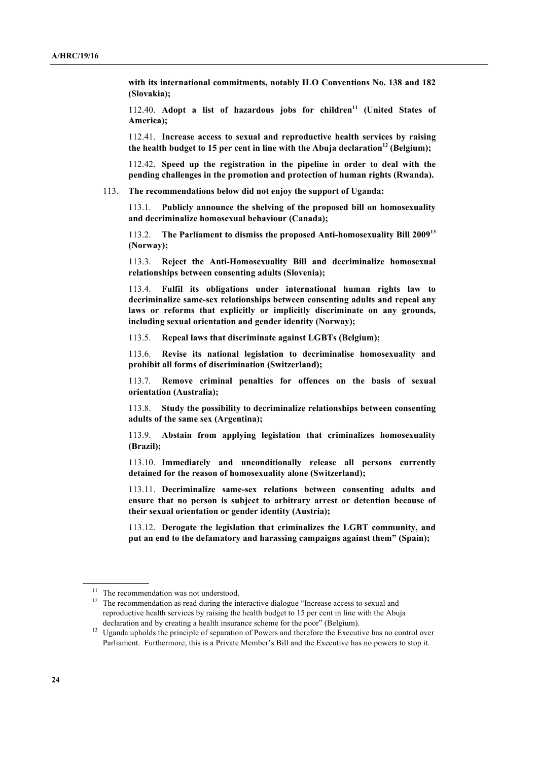**with its international commitments, notably ILO Conventions No. 138 and 182 (Slovakia);**

112.40. **Adopt a list of hazardous jobs for children**[11] **(United States of America);**

112.41. **Increase access to sexual and reproductive health services by raising the health budget to 15 per cent in line with the Abuja declaration**[12] **(Belgium);**

112.42. **Speed up the registration in the pipeline in order to deal with the pending challenges in the promotion and protection of human rights (Rwanda).**

113. **The recommendations below did not enjoy the support of Uganda:**

113.1. **Publicly announce the shelving of the proposed bill on homosexuality and decriminalize homosexual behaviour (Canada);**

113.2. **The Parliament to dismiss the proposed Anti-homosexuality Bill 2009**[13] **(Norway);**

113.3. **Reject the Anti-Homosexuality Bill and decriminalize homosexual relationships between consenting adults (Slovenia);**

113.4. **Fulfil its obligations under international human rights law to decriminalize same-sex relationships between consenting adults and repeal any laws or reforms that explicitly or implicitly discriminate on any grounds, including sexual orientation and gender identity (Norway);**

113.5. **Repeal laws that discriminate against LGBTs (Belgium);**

113.6. **Revise its national legislation to decriminalise homosexuality and prohibit all forms of discrimination (Switzerland);**

113.7. **Remove criminal penalties for offences on the basis of sexual orientation (Australia);**

113.8. **Study the possibility to decriminalize relationships between consenting adults of the same sex (Argentina);**

113.9. **Abstain from applying legislation that criminalizes homosexuality (Brazil);**

113.10. **Immediately and unconditionally release all persons currently detained for the reason of homosexuality alone (Switzerland);**

113.11. **Decriminalize same-sex relations between consenting adults and ensure that no person is subject to arbitrary arrest or detention because of their sexual orientation or gender identity (Austria);**

113.12. **Derogate the legislation that criminalizes the LGBT community, and put an end to the defamatory and harassing campaigns against them" (Spain);**

---

[11] The recommendation was not understood.

[12] The recommendation as read during the interactive dialogue "Increase access to sexual and reproductive health services by raising the health budget to 15 per cent in line with the Abuja declaration and by creating a health insurance scheme for the poor" (Belgium).

[13] Uganda upholds the principle of separation of Powers and therefore the Executive has no control over Parliament. Furthermore, this is a Private Member's Bill and the Executive has no powers to stop it.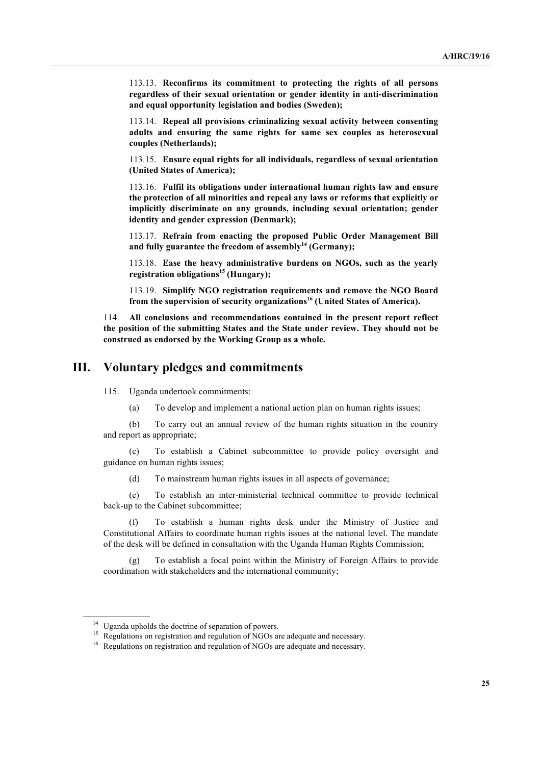113.13. **Reconfirms its commitment to protecting the rights of all persons regardless of their sexual orientation or gender identity in anti-discrimination and equal opportunity legislation and bodies (Sweden);**

113.14. **Repeal all provisions criminalizing sexual activity between consenting adults and ensuring the same rights for same sex couples as heterosexual couples (Netherlands);**

113.15. **Ensure equal rights for all individuals, regardless of sexual orientation (United States of America);**

113.16. **Fulfil its obligations under international human rights law and ensure the protection of all minorities and repeal any laws or reforms that explicitly or implicitly discriminate on any grounds, including sexual orientation; gender identity and gender expression (Denmark);**

113.17. **Refrain from enacting the proposed Public Order Management Bill and fully guarantee the freedom of assembly[14] (Germany);**

113.18. **Ease the heavy administrative burdens on NGOs, such as the yearly registration obligations[15] (Hungary);**

113.19. **Simplify NGO registration requirements and remove the NGO Board from the supervision of security organizations[16] (United States of America).**

114. **All conclusions and recommendations contained in the present report reflect the position of the submitting States and the State under review. They should not be construed as endorsed by the Working Group as a whole.**

## III. Voluntary pledges and commitments

115. Uganda undertook commitments:

(a) To develop and implement a national action plan on human rights issues;

(b) To carry out an annual review of the human rights situation in the country and report as appropriate;

(c) To establish a Cabinet subcommittee to provide policy oversight and guidance on human rights issues;

(d) To mainstream human rights issues in all aspects of governance;

(e) To establish an inter-ministerial technical committee to provide technical back-up to the Cabinet subcommittee;

(f) To establish a human rights desk under the Ministry of Justice and Constitutional Affairs to coordinate human rights issues at the national level. The mandate of the desk will be defined in consultation with the Uganda Human Rights Commission;

(g) To establish a focal point within the Ministry of Foreign Affairs to provide coordination with stakeholders and the international community;

---

[14] Uganda upholds the doctrine of separation of powers.

[15] Regulations on registration and regulation of NGOs are adequate and necessary.

[16] Regulations on registration and regulation of NGOs are adequate and necessary.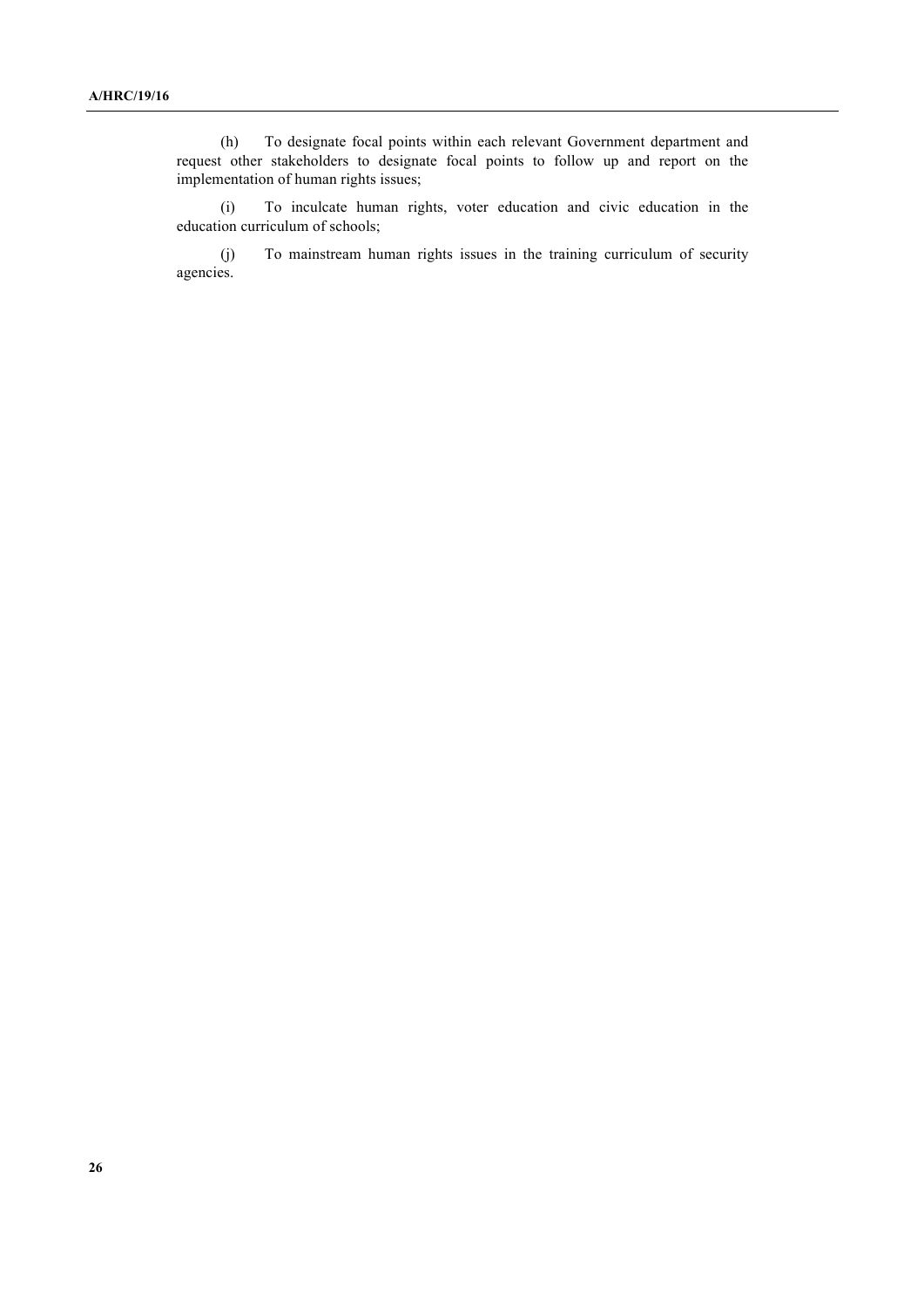(h) To designate focal points within each relevant Government department and request other stakeholders to designate focal points to follow up and report on the implementation of human rights issues;

(i) To inculcate human rights, voter education and civic education in the education curriculum of schools;

(j) To mainstream human rights issues in the training curriculum of security agencies.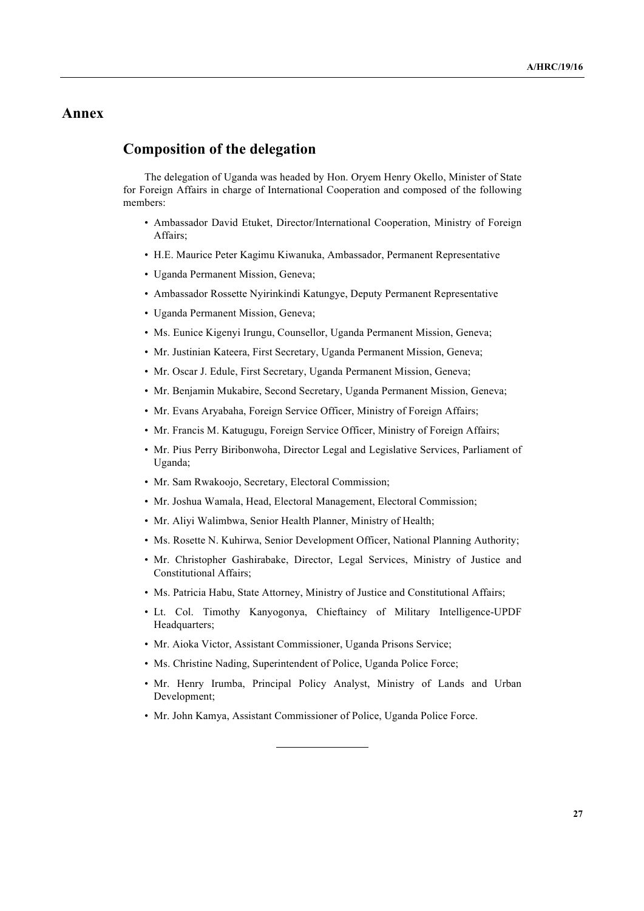# Annex

## Composition of the delegation

The delegation of Uganda was headed by Hon. Oryem Henry Okello, Minister of State for Foreign Affairs in charge of International Cooperation and composed of the following members:

- Ambassador David Etuket, Director/International Cooperation, Ministry of Foreign Affairs;
- H.E. Maurice Peter Kagimu Kiwanuka, Ambassador, Permanent Representative
- Uganda Permanent Mission, Geneva;
- Ambassador Rossette Nyirinkindi Katungye, Deputy Permanent Representative
- Uganda Permanent Mission, Geneva;
- Ms. Eunice Kigenyi Irungu, Counsellor, Uganda Permanent Mission, Geneva;
- Mr. Justinian Kateera, First Secretary, Uganda Permanent Mission, Geneva;
- Mr. Oscar J. Edule, First Secretary, Uganda Permanent Mission, Geneva;
- Mr. Benjamin Mukabire, Second Secretary, Uganda Permanent Mission, Geneva;
- Mr. Evans Aryabaha, Foreign Service Officer, Ministry of Foreign Affairs;
- Mr. Francis M. Katugugu, Foreign Service Officer, Ministry of Foreign Affairs;
- Mr. Pius Perry Biribonwoha, Director Legal and Legislative Services, Parliament of Uganda;
- Mr. Sam Rwakoojo, Secretary, Electoral Commission;
- Mr. Joshua Wamala, Head, Electoral Management, Electoral Commission;
- Mr. Aliyi Walimbwa, Senior Health Planner, Ministry of Health;
- Ms. Rosette N. Kuhirwa, Senior Development Officer, National Planning Authority;
- Mr. Christopher Gashirabake, Director, Legal Services, Ministry of Justice and Constitutional Affairs;
- Ms. Patricia Habu, State Attorney, Ministry of Justice and Constitutional Affairs;
- Lt. Col. Timothy Kanyogonya, Chieftaincy of Military Intelligence-UPDF Headquarters;
- Mr. Aioka Victor, Assistant Commissioner, Uganda Prisons Service;
- Ms. Christine Nading, Superintendent of Police, Uganda Police Force;
- Mr. Henry Irumba, Principal Policy Analyst, Ministry of Lands and Urban Development;
- Mr. John Kamya, Assistant Commissioner of Police, Uganda Police Force.